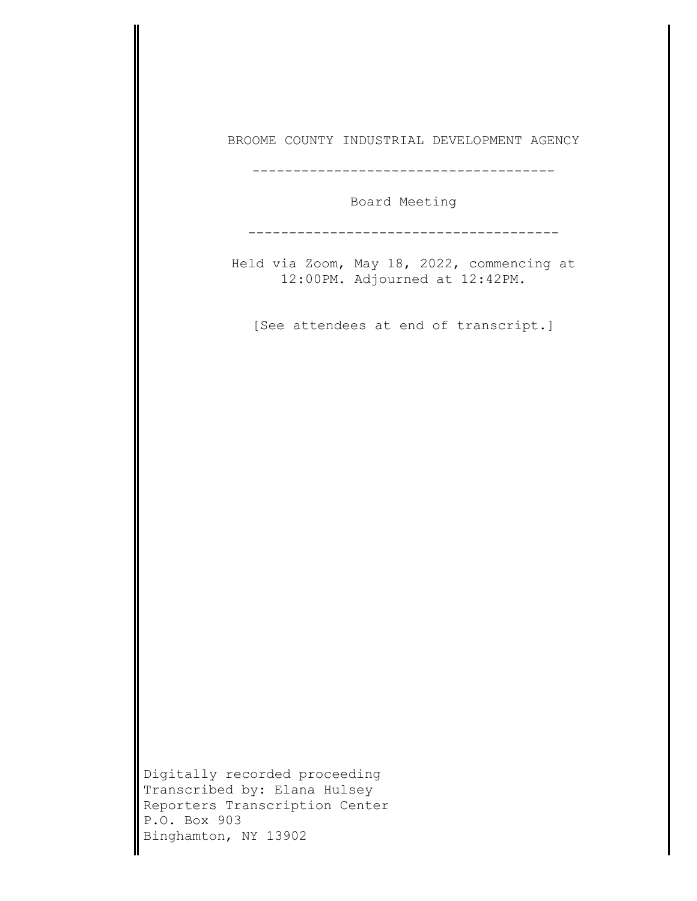# BROOME COUNTY INDUSTRIAL DEVELOPMENT AGENCY

---

## Board Meeting

---

Held via Zoom, May 18, 2022, commencing at 12:00PM. Adjourned at 12:42PM.

[See attendees at end of transcript.]

Digitally recorded proceeding
Transcribed by: Elana Hulsey
Reporters Transcription Center
P.O. Box 903
Binghamton, NY 13902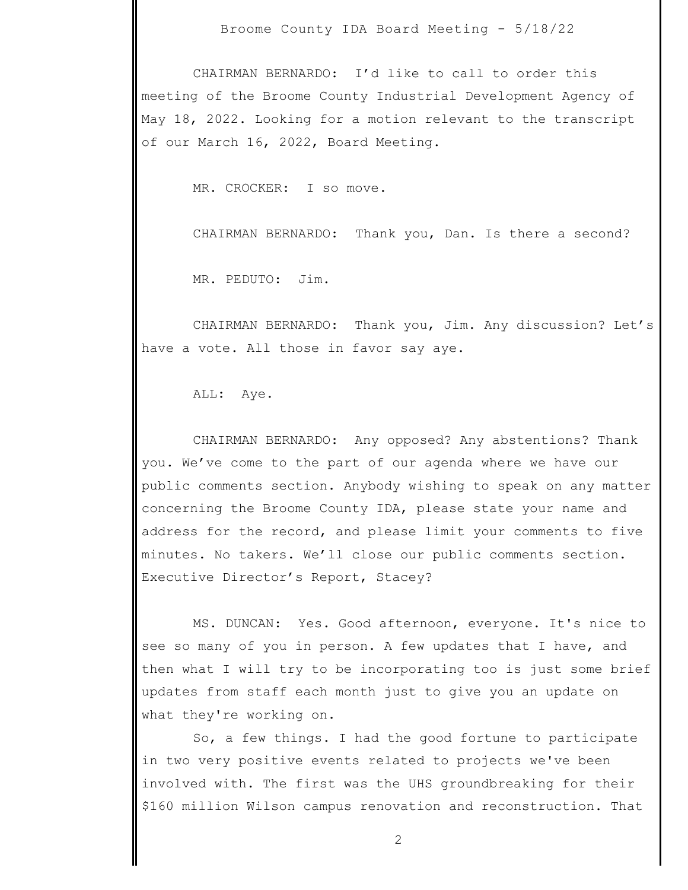CHAIRMAN BERNARDO: I'd like to call to order this meeting of the Broome County Industrial Development Agency of May 18, 2022. Looking for a motion relevant to the transcript of our March 16, 2022, Board Meeting.

MR. CROCKER: I so move.

CHAIRMAN BERNARDO: Thank you, Dan. Is there a second?

MR. PEDUTO: Jim.

CHAIRMAN BERNARDO: Thank you, Jim. Any discussion? Let's have a vote. All those in favor say aye.

ALL: Aye.

CHAIRMAN BERNARDO: Any opposed? Any abstentions? Thank you. We've come to the part of our agenda where we have our public comments section. Anybody wishing to speak on any matter concerning the Broome County IDA, please state your name and address for the record, and please limit your comments to five minutes. No takers. We'll close our public comments section. Executive Director's Report, Stacey?

MS. DUNCAN: Yes. Good afternoon, everyone. It's nice to see so many of you in person. A few updates that I have, and then what I will try to be incorporating too is just some brief updates from staff each month just to give you an update on what they're working on.

So, a few things. I had the good fortune to participate in two very positive events related to projects we've been involved with. The first was the UHS groundbreaking for their $160 million Wilson campus renovation and reconstruction. That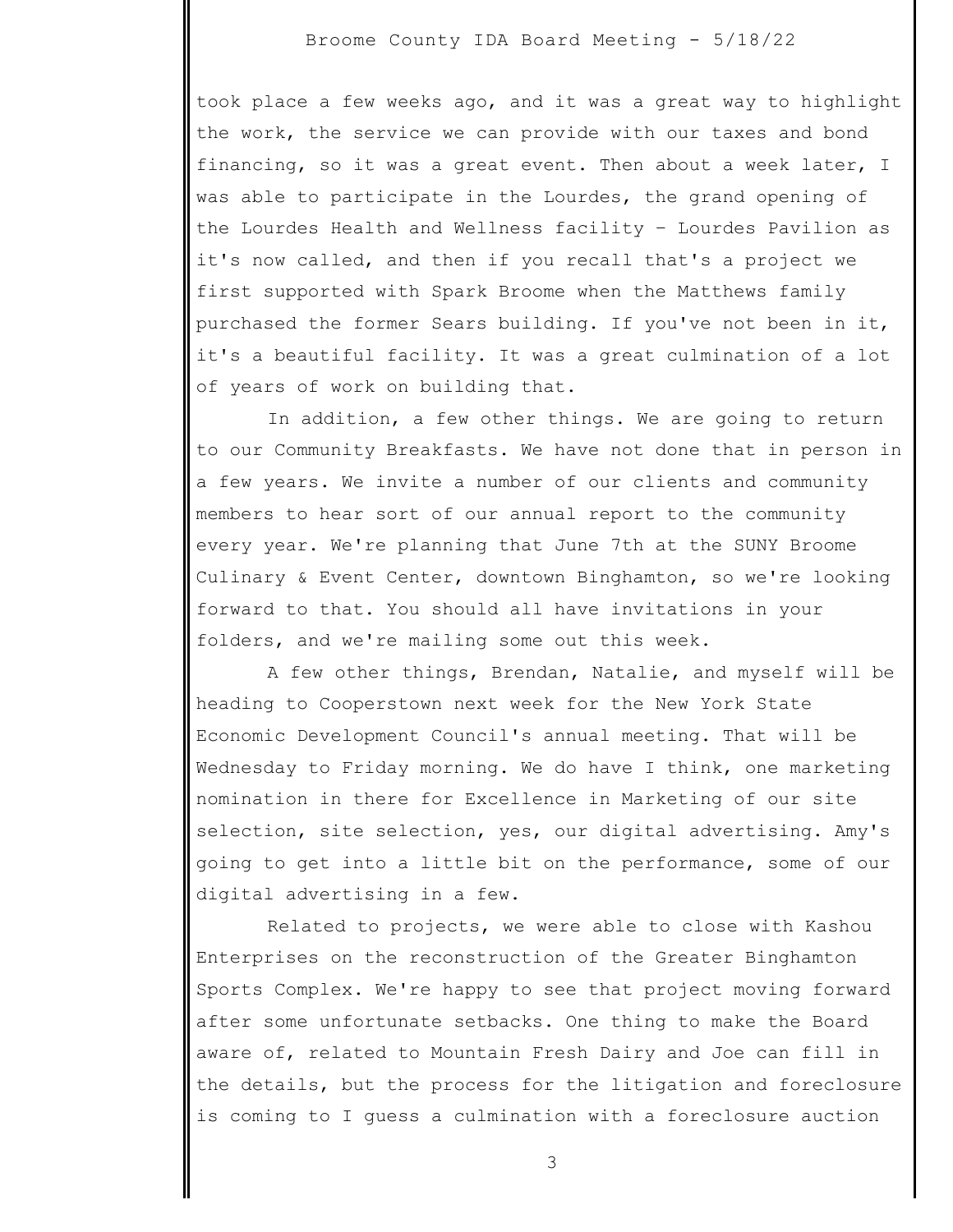took place a few weeks ago, and it was a great way to highlight the work, the service we can provide with our taxes and bond financing, so it was a great event. Then about a week later, I was able to participate in the Lourdes, the grand opening of the Lourdes Health and Wellness facility – Lourdes Pavilion as it's now called, and then if you recall that's a project we first supported with Spark Broome when the Matthews family purchased the former Sears building. If you've not been in it, it's a beautiful facility. It was a great culmination of a lot of years of work on building that.

In addition, a few other things. We are going to return to our Community Breakfasts. We have not done that in person in a few years. We invite a number of our clients and community members to hear sort of our annual report to the community every year. We're planning that June 7th at the SUNY Broome Culinary & Event Center, downtown Binghamton, so we're looking forward to that. You should all have invitations in your folders, and we're mailing some out this week.

A few other things, Brendan, Natalie, and myself will be heading to Cooperstown next week for the New York State Economic Development Council's annual meeting. That will be Wednesday to Friday morning. We do have I think, one marketing nomination in there for Excellence in Marketing of our site selection, site selection, yes, our digital advertising. Amy's going to get into a little bit on the performance, some of our digital advertising in a few.

Related to projects, we were able to close with Kashou Enterprises on the reconstruction of the Greater Binghamton Sports Complex. We're happy to see that project moving forward after some unfortunate setbacks. One thing to make the Board aware of, related to Mountain Fresh Dairy and Joe can fill in the details, but the process for the litigation and foreclosure is coming to I guess a culmination with a foreclosure auction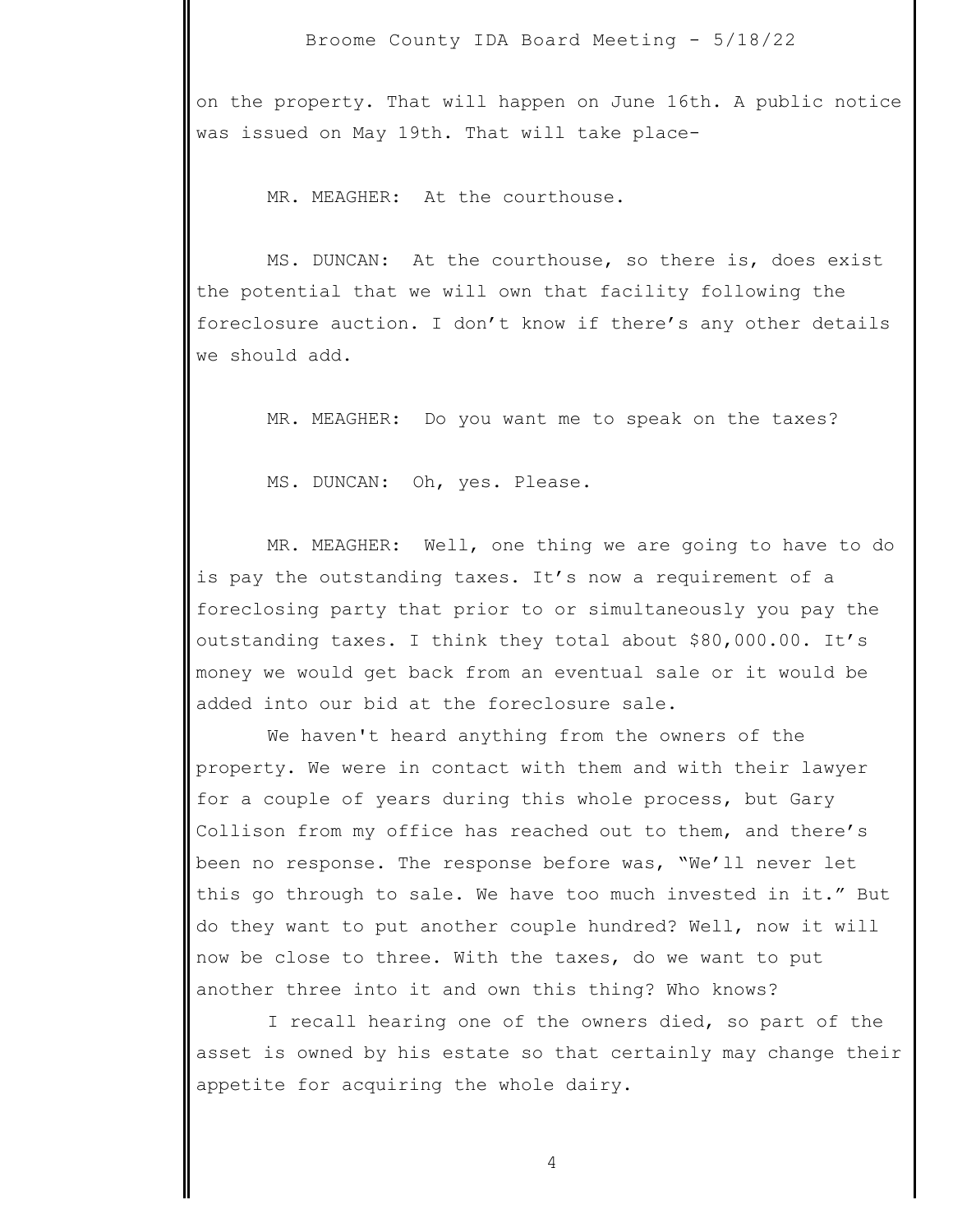on the property. That will happen on June 16th. A public notice was issued on May 19th. That will take place-

MR. MEAGHER: At the courthouse.

MS. DUNCAN: At the courthouse, so there is, does exist the potential that we will own that facility following the foreclosure auction. I don't know if there's any other details we should add.

MR. MEAGHER: Do you want me to speak on the taxes?

MS. DUNCAN: Oh, yes. Please.

MR. MEAGHER: Well, one thing we are going to have to do is pay the outstanding taxes. It's now a requirement of a foreclosing party that prior to or simultaneously you pay the outstanding taxes. I think they total about $80,000.00. It's money we would get back from an eventual sale or it would be added into our bid at the foreclosure sale.

We haven't heard anything from the owners of the property. We were in contact with them and with their lawyer for a couple of years during this whole process, but Gary Collison from my office has reached out to them, and there's been no response. The response before was, "We'll never let this go through to sale. We have too much invested in it." But do they want to put another couple hundred? Well, now it will now be close to three. With the taxes, do we want to put another three into it and own this thing? Who knows?

I recall hearing one of the owners died, so part of the asset is owned by his estate so that certainly may change their appetite for acquiring the whole dairy.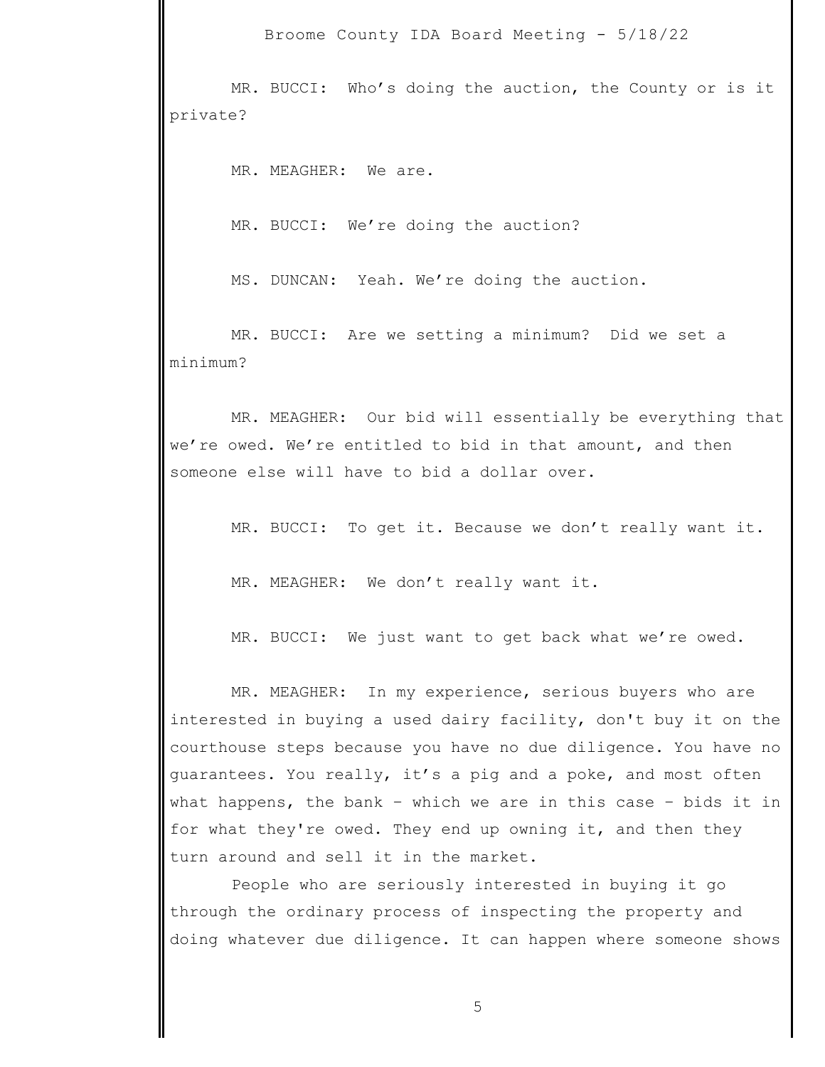MR. BUCCI: Who's doing the auction, the County or is it private?

MR. MEAGHER: We are.

MR. BUCCI: We're doing the auction?

MS. DUNCAN: Yeah. We're doing the auction.

MR. BUCCI: Are we setting a minimum? Did we set a minimum?

MR. MEAGHER: Our bid will essentially be everything that we're owed. We're entitled to bid in that amount, and then someone else will have to bid a dollar over.

MR. BUCCI: To get it. Because we don't really want it.

MR. MEAGHER: We don't really want it.

MR. BUCCI: We just want to get back what we're owed.

MR. MEAGHER: In my experience, serious buyers who are interested in buying a used dairy facility, don't buy it on the courthouse steps because you have no due diligence. You have no guarantees. You really, it's a pig and a poke, and most often what happens, the bank – which we are in this case – bids it in for what they're owed. They end up owning it, and then they turn around and sell it in the market.

People who are seriously interested in buying it go through the ordinary process of inspecting the property and doing whatever due diligence. It can happen where someone shows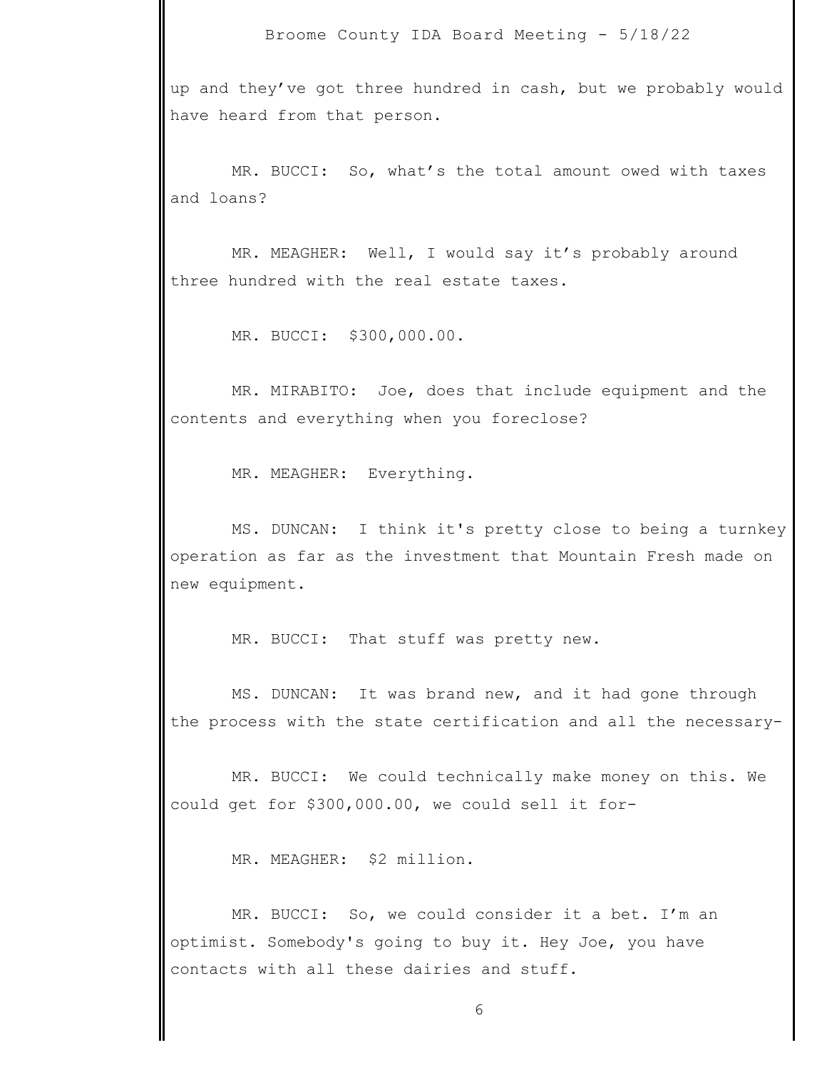up and they've got three hundred in cash, but we probably would have heard from that person.

MR. BUCCI: So, what's the total amount owed with taxes and loans?

MR. MEAGHER: Well, I would say it's probably around three hundred with the real estate taxes.

MR. BUCCI: $300,000.00.

MR. MIRABITO: Joe, does that include equipment and the contents and everything when you foreclose?

MR. MEAGHER: Everything.

MS. DUNCAN: I think it's pretty close to being a turnkey operation as far as the investment that Mountain Fresh made on new equipment.

MR. BUCCI: That stuff was pretty new.

MS. DUNCAN: It was brand new, and it had gone through the process with the state certification and all the necessary-

MR. BUCCI: We could technically make money on this. We could get for $300,000.00, we could sell it for-

MR. MEAGHER: $2 million.

MR. BUCCI: So, we could consider it a bet. I'm an optimist. Somebody's going to buy it. Hey Joe, you have contacts with all these dairies and stuff.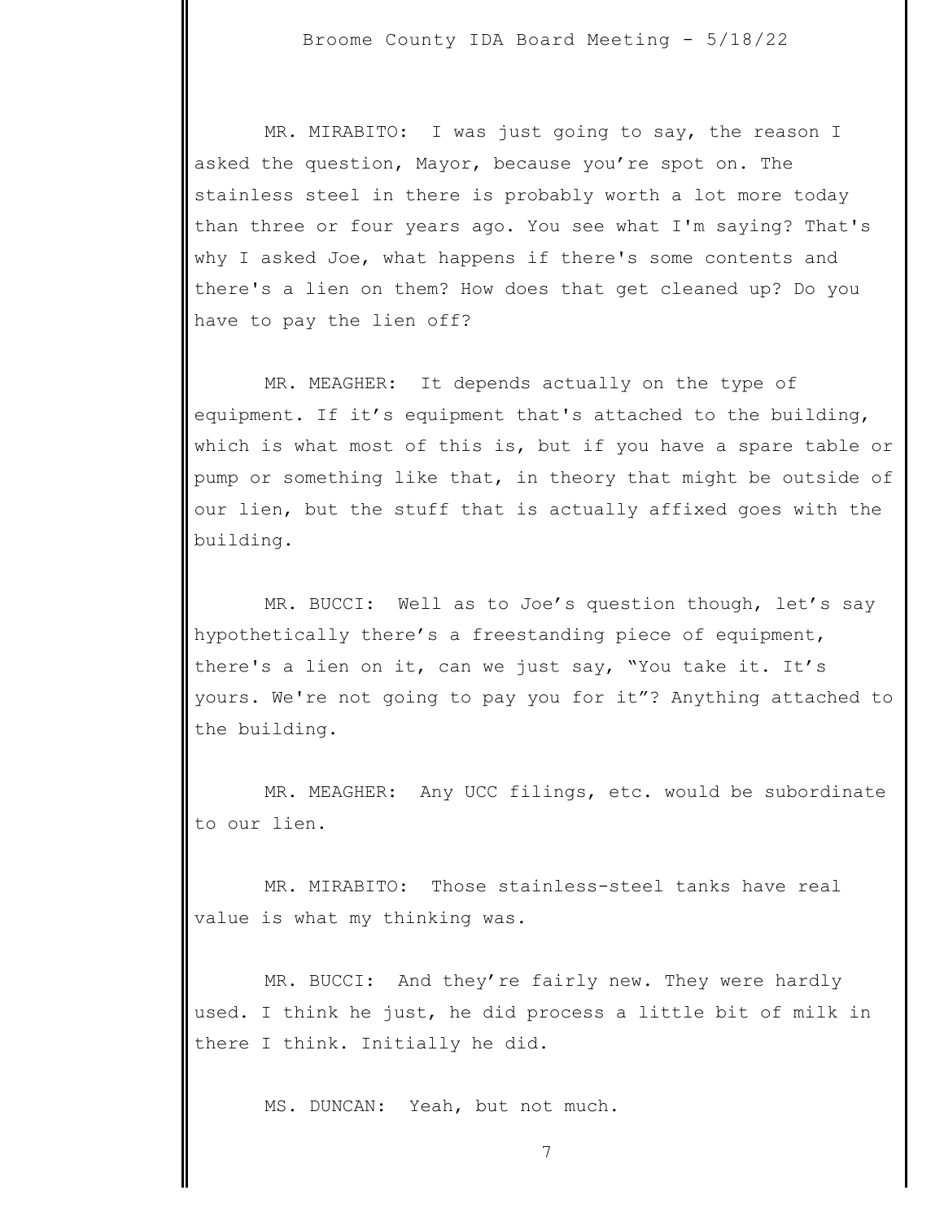MR. MIRABITO: I was just going to say, the reason I asked the question, Mayor, because you're spot on. The stainless steel in there is probably worth a lot more today than three or four years ago. You see what I'm saying? That's why I asked Joe, what happens if there's some contents and there's a lien on them? How does that get cleaned up? Do you have to pay the lien off?

MR. MEAGHER: It depends actually on the type of equipment. If it's equipment that's attached to the building, which is what most of this is, but if you have a spare table or pump or something like that, in theory that might be outside of our lien, but the stuff that is actually affixed goes with the building.

MR. BUCCI: Well as to Joe's question though, let's say hypothetically there's a freestanding piece of equipment, there's a lien on it, can we just say, "You take it. It's yours. We're not going to pay you for it"? Anything attached to the building.

MR. MEAGHER: Any UCC filings, etc. would be subordinate to our lien.

MR. MIRABITO: Those stainless-steel tanks have real value is what my thinking was.

MR. BUCCI: And they're fairly new. They were hardly used. I think he just, he did process a little bit of milk in there I think. Initially he did.

MS. DUNCAN: Yeah, but not much.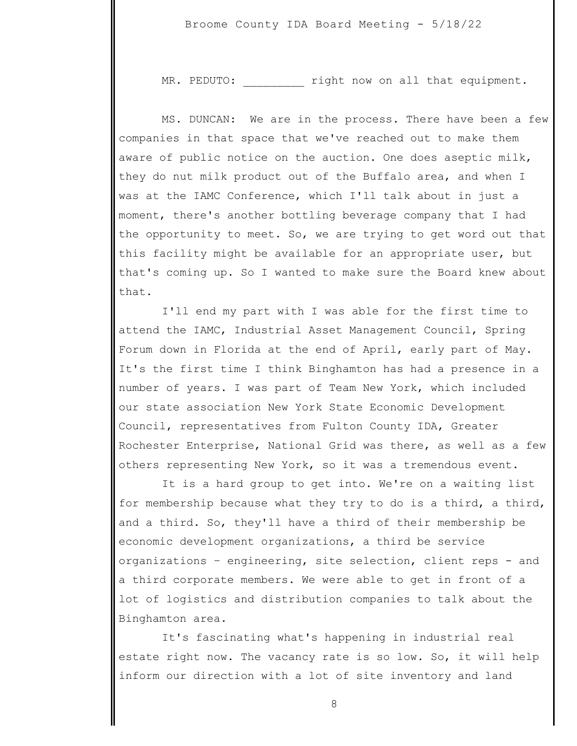MR. PEDUTO: _________ right now on all that equipment.

MS. DUNCAN: We are in the process. There have been a few companies in that space that we've reached out to make them aware of public notice on the auction. One does aseptic milk, they do nut milk product out of the Buffalo area, and when I was at the IAMC Conference, which I'll talk about in just a moment, there's another bottling beverage company that I had the opportunity to meet. So, we are trying to get word out that this facility might be available for an appropriate user, but that's coming up. So I wanted to make sure the Board knew about that.

I'll end my part with I was able for the first time to attend the IAMC, Industrial Asset Management Council, Spring Forum down in Florida at the end of April, early part of May. It's the first time I think Binghamton has had a presence in a number of years. I was part of Team New York, which included our state association New York State Economic Development Council, representatives from Fulton County IDA, Greater Rochester Enterprise, National Grid was there, as well as a few others representing New York, so it was a tremendous event.

It is a hard group to get into. We're on a waiting list for membership because what they try to do is a third, a third, and a third. So, they'll have a third of their membership be economic development organizations, a third be service organizations – engineering, site selection, client reps - and a third corporate members. We were able to get in front of a lot of logistics and distribution companies to talk about the Binghamton area.

It's fascinating what's happening in industrial real estate right now. The vacancy rate is so low. So, it will help inform our direction with a lot of site inventory and land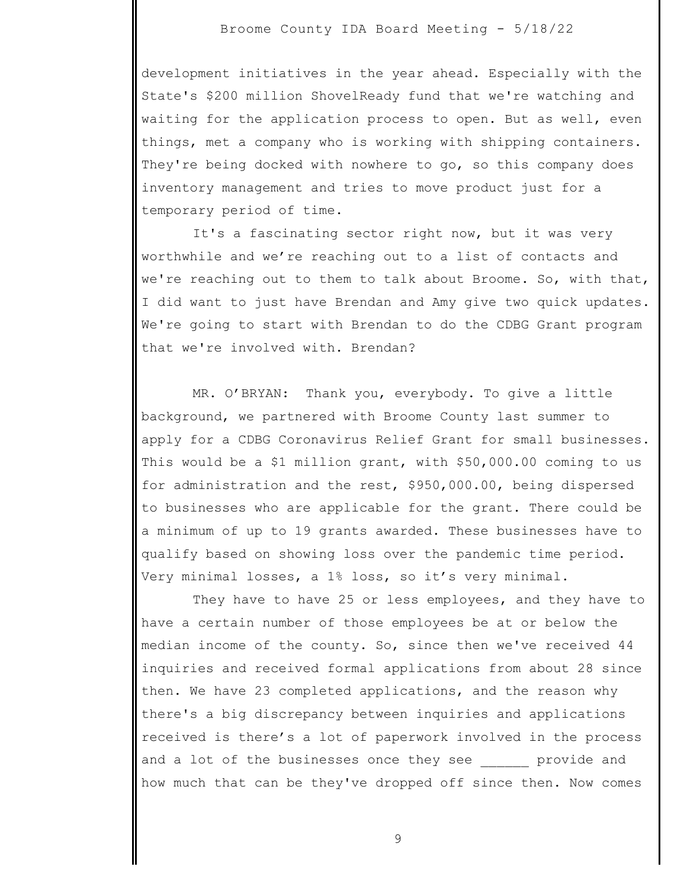development initiatives in the year ahead. Especially with the State's $200 million ShovelReady fund that we're watching and waiting for the application process to open. But as well, even things, met a company who is working with shipping containers. They're being docked with nowhere to go, so this company does inventory management and tries to move product just for a temporary period of time.

It's a fascinating sector right now, but it was very worthwhile and we're reaching out to a list of contacts and we're reaching out to them to talk about Broome. So, with that, I did want to just have Brendan and Amy give two quick updates. We're going to start with Brendan to do the CDBG Grant program that we're involved with. Brendan?

MR. O'BRYAN: Thank you, everybody. To give a little background, we partnered with Broome County last summer to apply for a CDBG Coronavirus Relief Grant for small businesses. This would be a $1 million grant, with $50,000.00 coming to us for administration and the rest, $950,000.00, being dispersed to businesses who are applicable for the grant. There could be a minimum of up to 19 grants awarded. These businesses have to qualify based on showing loss over the pandemic time period. Very minimal losses, a 1% loss, so it's very minimal.

They have to have 25 or less employees, and they have to have a certain number of those employees be at or below the median income of the county. So, since then we've received 44 inquiries and received formal applications from about 28 since then. We have 23 completed applications, and the reason why there's a big discrepancy between inquiries and applications received is there's a lot of paperwork involved in the process and a lot of the businesses once they see ______ provide and how much that can be they've dropped off since then. Now comes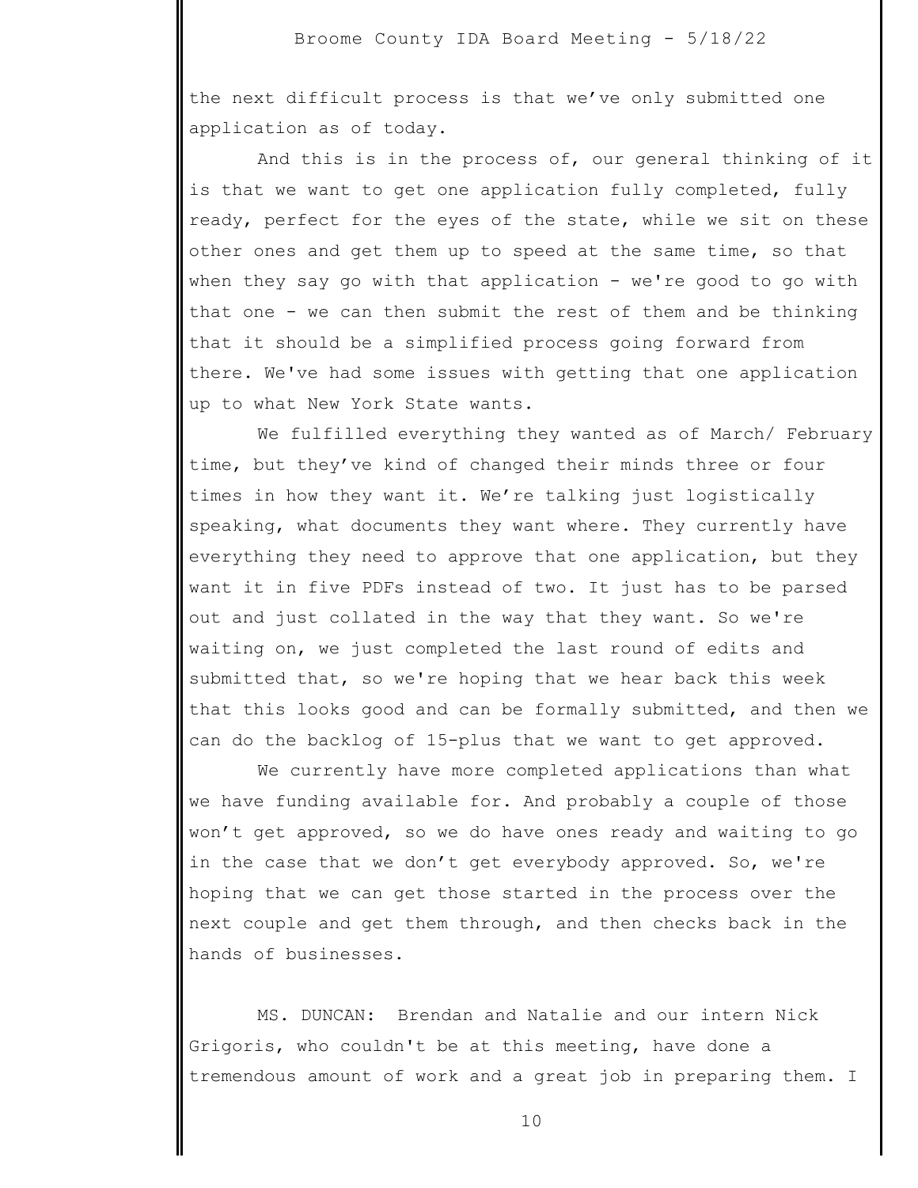the next difficult process is that we've only submitted one application as of today.

And this is in the process of, our general thinking of it is that we want to get one application fully completed, fully ready, perfect for the eyes of the state, while we sit on these other ones and get them up to speed at the same time, so that when they say go with that application - we're good to go with that one - we can then submit the rest of them and be thinking that it should be a simplified process going forward from there. We've had some issues with getting that one application up to what New York State wants.

We fulfilled everything they wanted as of March/ February time, but they've kind of changed their minds three or four times in how they want it. We're talking just logistically speaking, what documents they want where. They currently have everything they need to approve that one application, but they want it in five PDFs instead of two. It just has to be parsed out and just collated in the way that they want. So we're waiting on, we just completed the last round of edits and submitted that, so we're hoping that we hear back this week that this looks good and can be formally submitted, and then we can do the backlog of 15-plus that we want to get approved.

We currently have more completed applications than what we have funding available for. And probably a couple of those won't get approved, so we do have ones ready and waiting to go in the case that we don't get everybody approved. So, we're hoping that we can get those started in the process over the next couple and get them through, and then checks back in the hands of businesses.

MS. DUNCAN: Brendan and Natalie and our intern Nick Grigoris, who couldn't be at this meeting, have done a tremendous amount of work and a great job in preparing them. I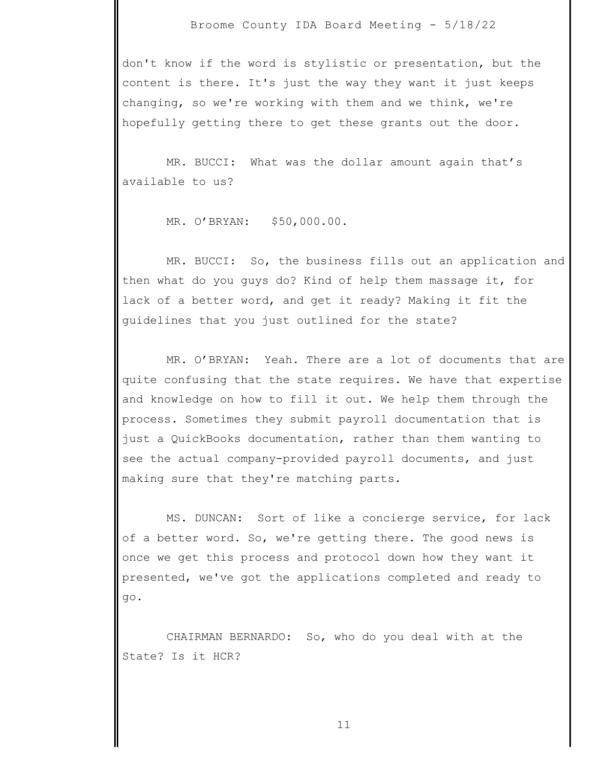don't know if the word is stylistic or presentation, but the content is there. It's just the way they want it just keeps changing, so we're working with them and we think, we're hopefully getting there to get these grants out the door.

MR. BUCCI: What was the dollar amount again that's available to us?

MR. O'BRYAN: $50,000.00.

MR. BUCCI: So, the business fills out an application and then what do you guys do? Kind of help them massage it, for lack of a better word, and get it ready? Making it fit the guidelines that you just outlined for the state?

MR. O'BRYAN: Yeah. There are a lot of documents that are quite confusing that the state requires. We have that expertise and knowledge on how to fill it out. We help them through the process. Sometimes they submit payroll documentation that is just a QuickBooks documentation, rather than them wanting to see the actual company-provided payroll documents, and just making sure that they're matching parts.

MS. DUNCAN: Sort of like a concierge service, for lack of a better word. So, we're getting there. The good news is once we get this process and protocol down how they want it presented, we've got the applications completed and ready to go.

CHAIRMAN BERNARDO: So, who do you deal with at the State? Is it HCR?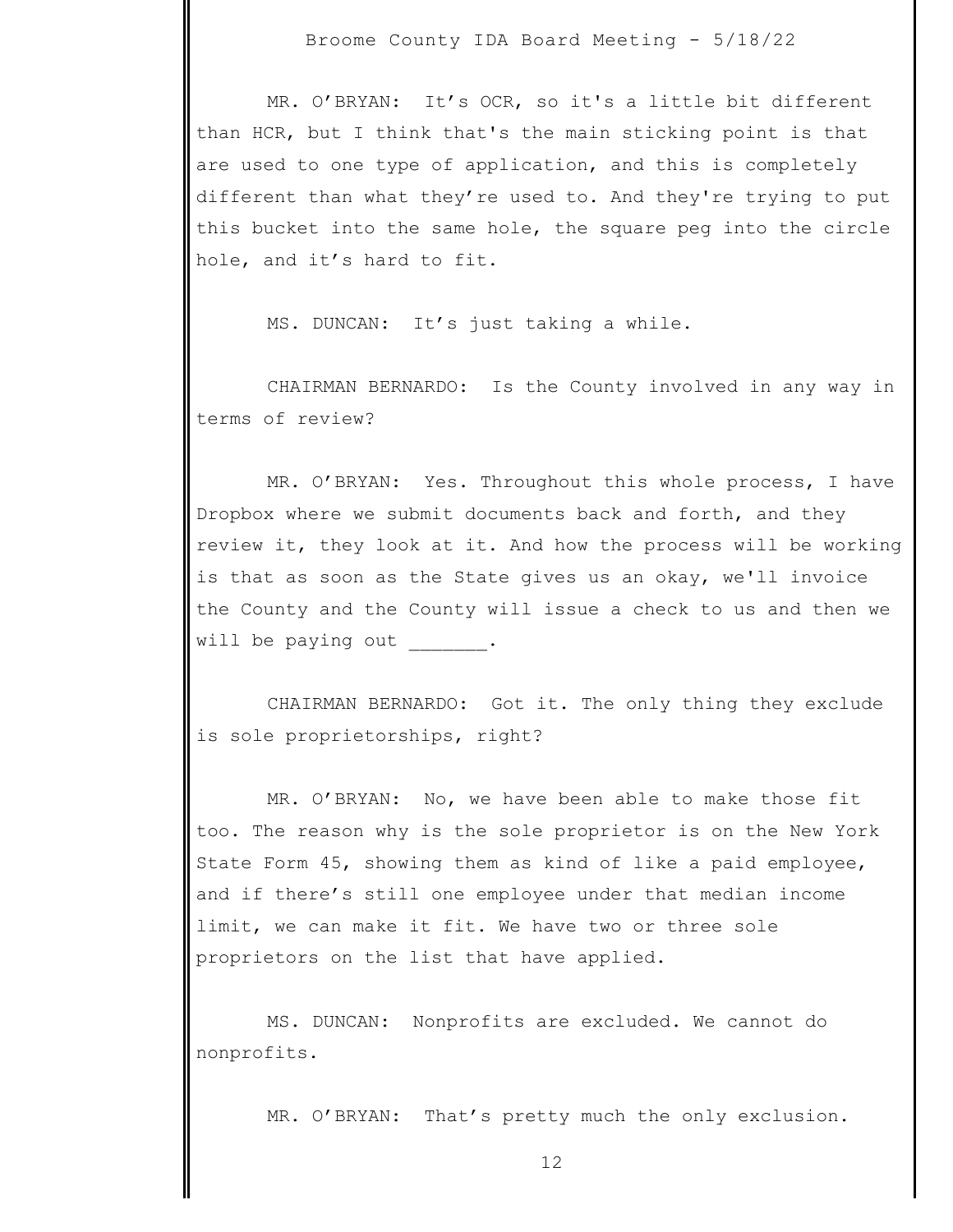MR. O'BRYAN: It's OCR, so it's a little bit different than HCR, but I think that's the main sticking point is that are used to one type of application, and this is completely different than what they're used to. And they're trying to put this bucket into the same hole, the square peg into the circle hole, and it's hard to fit.

MS. DUNCAN: It's just taking a while.

CHAIRMAN BERNARDO: Is the County involved in any way in terms of review?

MR. O'BRYAN: Yes. Throughout this whole process, I have Dropbox where we submit documents back and forth, and they review it, they look at it. And how the process will be working is that as soon as the State gives us an okay, we'll invoice the County and the County will issue a check to us and then we will be paying out _______.

CHAIRMAN BERNARDO: Got it. The only thing they exclude is sole proprietorships, right?

MR. O'BRYAN: No, we have been able to make those fit too. The reason why is the sole proprietor is on the New York State Form 45, showing them as kind of like a paid employee, and if there's still one employee under that median income limit, we can make it fit. We have two or three sole proprietors on the list that have applied.

MS. DUNCAN: Nonprofits are excluded. We cannot do nonprofits.

MR. O'BRYAN: That's pretty much the only exclusion.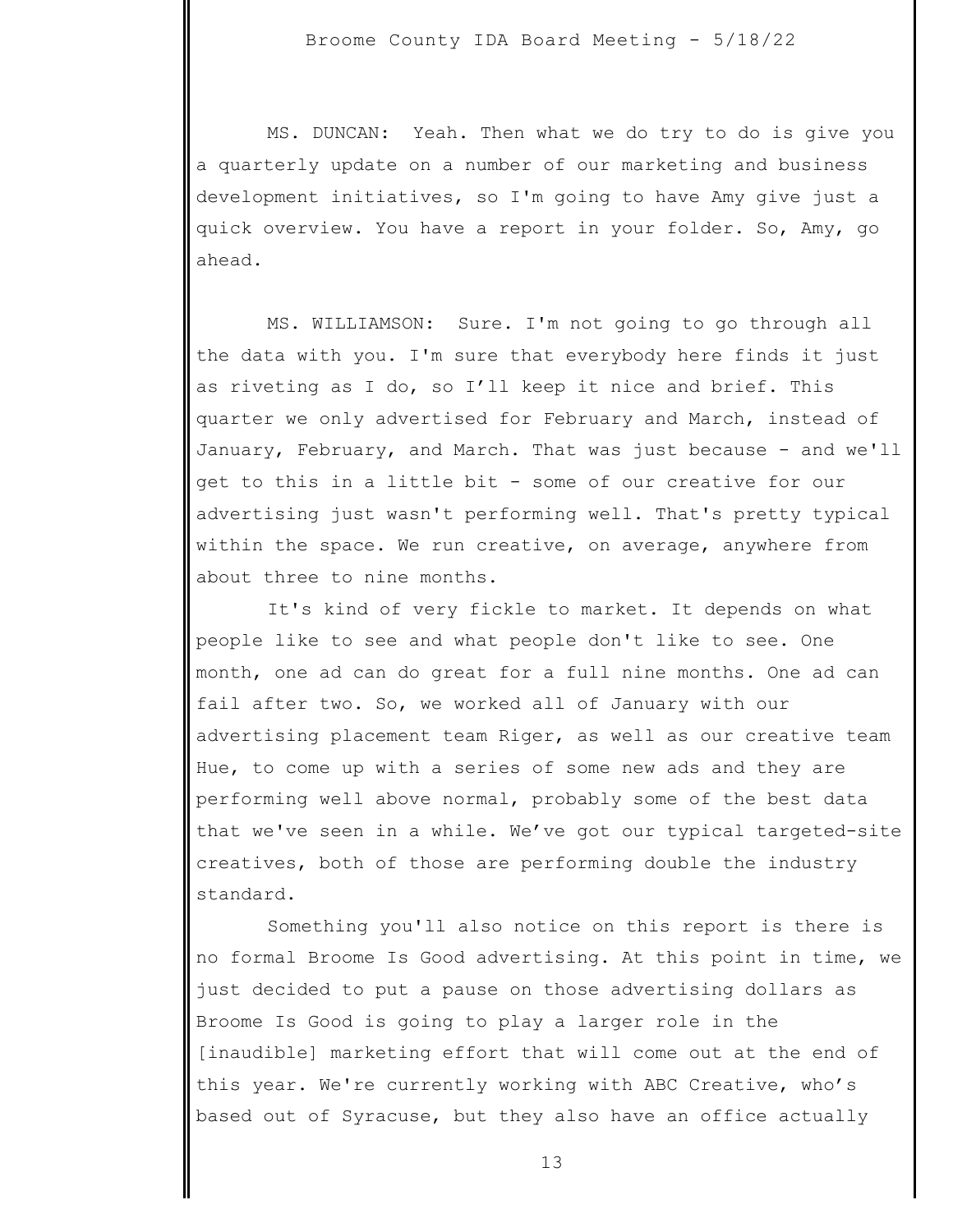MS. DUNCAN: Yeah. Then what we do try to do is give you a quarterly update on a number of our marketing and business development initiatives, so I'm going to have Amy give just a quick overview. You have a report in your folder. So, Amy, go ahead.

MS. WILLIAMSON: Sure. I'm not going to go through all the data with you. I'm sure that everybody here finds it just as riveting as I do, so I'll keep it nice and brief. This quarter we only advertised for February and March, instead of January, February, and March. That was just because - and we'll get to this in a little bit - some of our creative for our advertising just wasn't performing well. That's pretty typical within the space. We run creative, on average, anywhere from about three to nine months.

It's kind of very fickle to market. It depends on what people like to see and what people don't like to see. One month, one ad can do great for a full nine months. One ad can fail after two. So, we worked all of January with our advertising placement team Riger, as well as our creative team Hue, to come up with a series of some new ads and they are performing well above normal, probably some of the best data that we've seen in a while. We've got our typical targeted-site creatives, both of those are performing double the industry standard.

Something you'll also notice on this report is there is no formal Broome Is Good advertising. At this point in time, we just decided to put a pause on those advertising dollars as Broome Is Good is going to play a larger role in the [inaudible] marketing effort that will come out at the end of this year. We're currently working with ABC Creative, who's based out of Syracuse, but they also have an office actually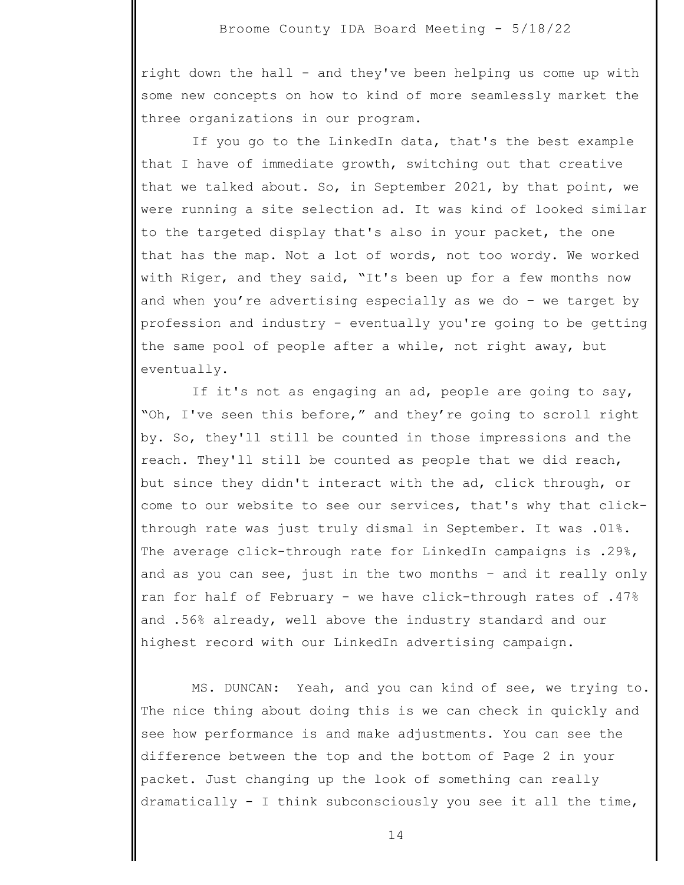right down the hall - and they've been helping us come up with some new concepts on how to kind of more seamlessly market the three organizations in our program.

If you go to the LinkedIn data, that's the best example that I have of immediate growth, switching out that creative that we talked about. So, in September 2021, by that point, we were running a site selection ad. It was kind of looked similar to the targeted display that's also in your packet, the one that has the map. Not a lot of words, not too wordy. We worked with Riger, and they said, "It's been up for a few months now and when you're advertising especially as we do – we target by profession and industry - eventually you're going to be getting the same pool of people after a while, not right away, but eventually.

If it's not as engaging an ad, people are going to say, "Oh, I've seen this before," and they're going to scroll right by. So, they'll still be counted in those impressions and the reach. They'll still be counted as people that we did reach, but since they didn't interact with the ad, click through, or come to our website to see our services, that's why that click-through rate was just truly dismal in September. It was .01%. The average click-through rate for LinkedIn campaigns is .29%, and as you can see, just in the two months – and it really only ran for half of February - we have click-through rates of .47% and .56% already, well above the industry standard and our highest record with our LinkedIn advertising campaign.

MS. DUNCAN: Yeah, and you can kind of see, we trying to. The nice thing about doing this is we can check in quickly and see how performance is and make adjustments. You can see the difference between the top and the bottom of Page 2 in your packet. Just changing up the look of something can really dramatically - I think subconsciously you see it all the time,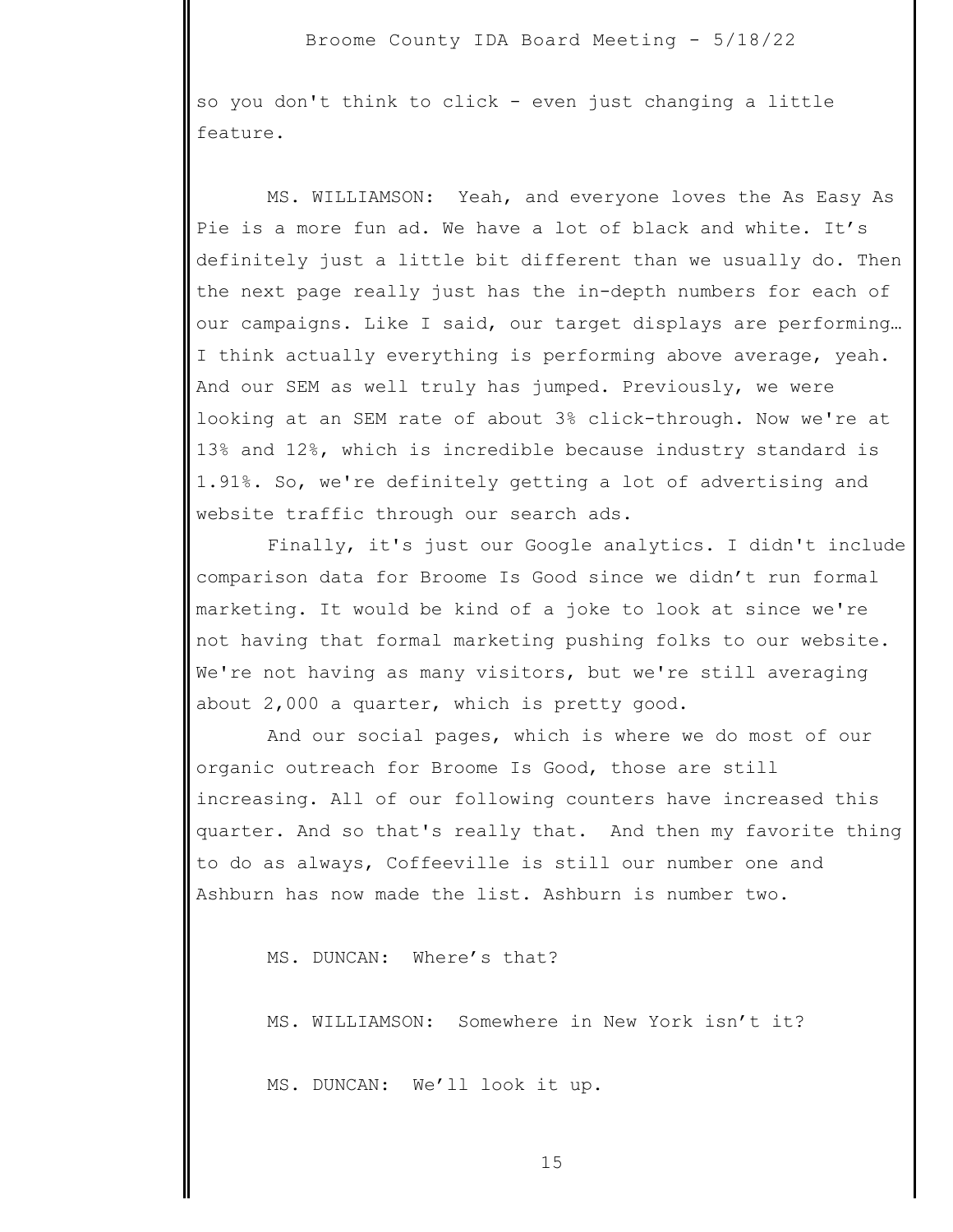so you don't think to click - even just changing a little feature.

MS. WILLIAMSON: Yeah, and everyone loves the As Easy As Pie is a more fun ad. We have a lot of black and white. It's definitely just a little bit different than we usually do. Then the next page really just has the in-depth numbers for each of our campaigns. Like I said, our target displays are performing… I think actually everything is performing above average, yeah. And our SEM as well truly has jumped. Previously, we were looking at an SEM rate of about 3% click-through. Now we're at 13% and 12%, which is incredible because industry standard is 1.91%. So, we're definitely getting a lot of advertising and website traffic through our search ads.

Finally, it's just our Google analytics. I didn't include comparison data for Broome Is Good since we didn't run formal marketing. It would be kind of a joke to look at since we're not having that formal marketing pushing folks to our website. We're not having as many visitors, but we're still averaging about 2,000 a quarter, which is pretty good.

And our social pages, which is where we do most of our organic outreach for Broome Is Good, those are still increasing. All of our following counters have increased this quarter. And so that's really that. And then my favorite thing to do as always, Coffeeville is still our number one and Ashburn has now made the list. Ashburn is number two.

MS. DUNCAN: Where's that?

MS. WILLIAMSON: Somewhere in New York isn't it?

MS. DUNCAN: We'll look it up.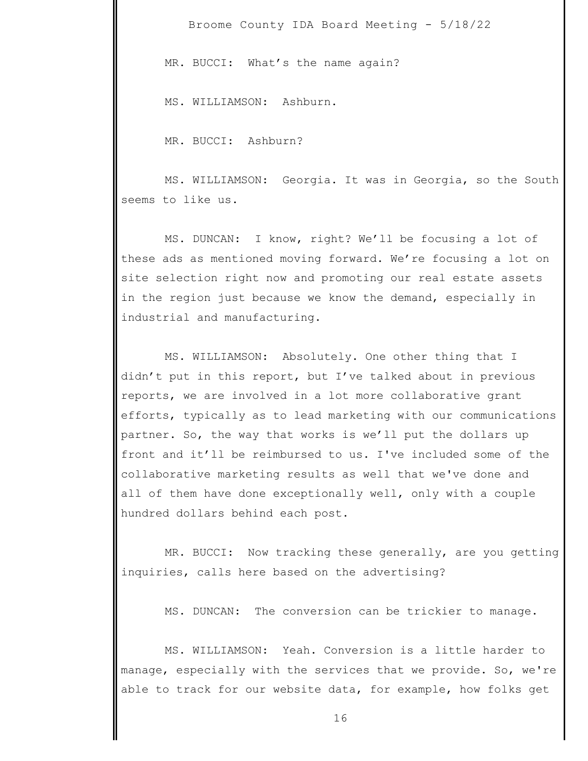MR. BUCCI: What’s the name again?

MS. WILLIAMSON: Ashburn.

MR. BUCCI: Ashburn?

MS. WILLIAMSON: Georgia. It was in Georgia, so the South seems to like us.

MS. DUNCAN: I know, right? We’ll be focusing a lot of these ads as mentioned moving forward. We’re focusing a lot on site selection right now and promoting our real estate assets in the region just because we know the demand, especially in industrial and manufacturing.

MS. WILLIAMSON: Absolutely. One other thing that I didn’t put in this report, but I’ve talked about in previous reports, we are involved in a lot more collaborative grant efforts, typically as to lead marketing with our communications partner. So, the way that works is we’ll put the dollars up front and it’ll be reimbursed to us. I've included some of the collaborative marketing results as well that we've done and all of them have done exceptionally well, only with a couple hundred dollars behind each post.

MR. BUCCI: Now tracking these generally, are you getting inquiries, calls here based on the advertising?

MS. DUNCAN: The conversion can be trickier to manage.

MS. WILLIAMSON: Yeah. Conversion is a little harder to manage, especially with the services that we provide. So, we're able to track for our website data, for example, how folks get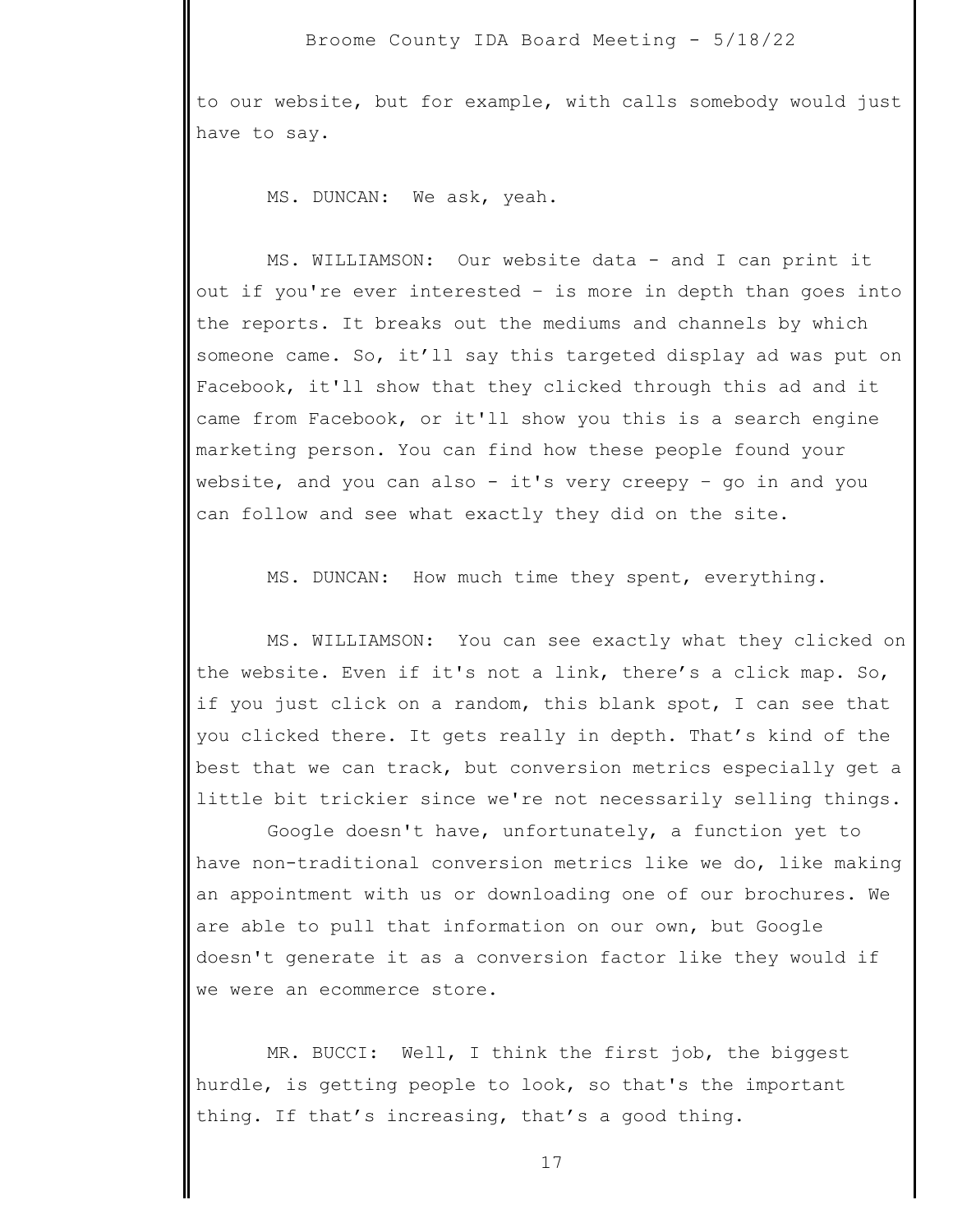to our website, but for example, with calls somebody would just have to say.

MS. DUNCAN: We ask, yeah.

MS. WILLIAMSON: Our website data - and I can print it out if you're ever interested – is more in depth than goes into the reports. It breaks out the mediums and channels by which someone came. So, it'll say this targeted display ad was put on Facebook, it'll show that they clicked through this ad and it came from Facebook, or it'll show you this is a search engine marketing person. You can find how these people found your website, and you can also - it's very creepy – go in and you can follow and see what exactly they did on the site.

MS. DUNCAN: How much time they spent, everything.

MS. WILLIAMSON: You can see exactly what they clicked on the website. Even if it's not a link, there's a click map. So, if you just click on a random, this blank spot, I can see that you clicked there. It gets really in depth. That's kind of the best that we can track, but conversion metrics especially get a little bit trickier since we're not necessarily selling things.

Google doesn't have, unfortunately, a function yet to have non-traditional conversion metrics like we do, like making an appointment with us or downloading one of our brochures. We are able to pull that information on our own, but Google doesn't generate it as a conversion factor like they would if we were an ecommerce store.

MR. BUCCI: Well, I think the first job, the biggest hurdle, is getting people to look, so that's the important thing. If that's increasing, that's a good thing.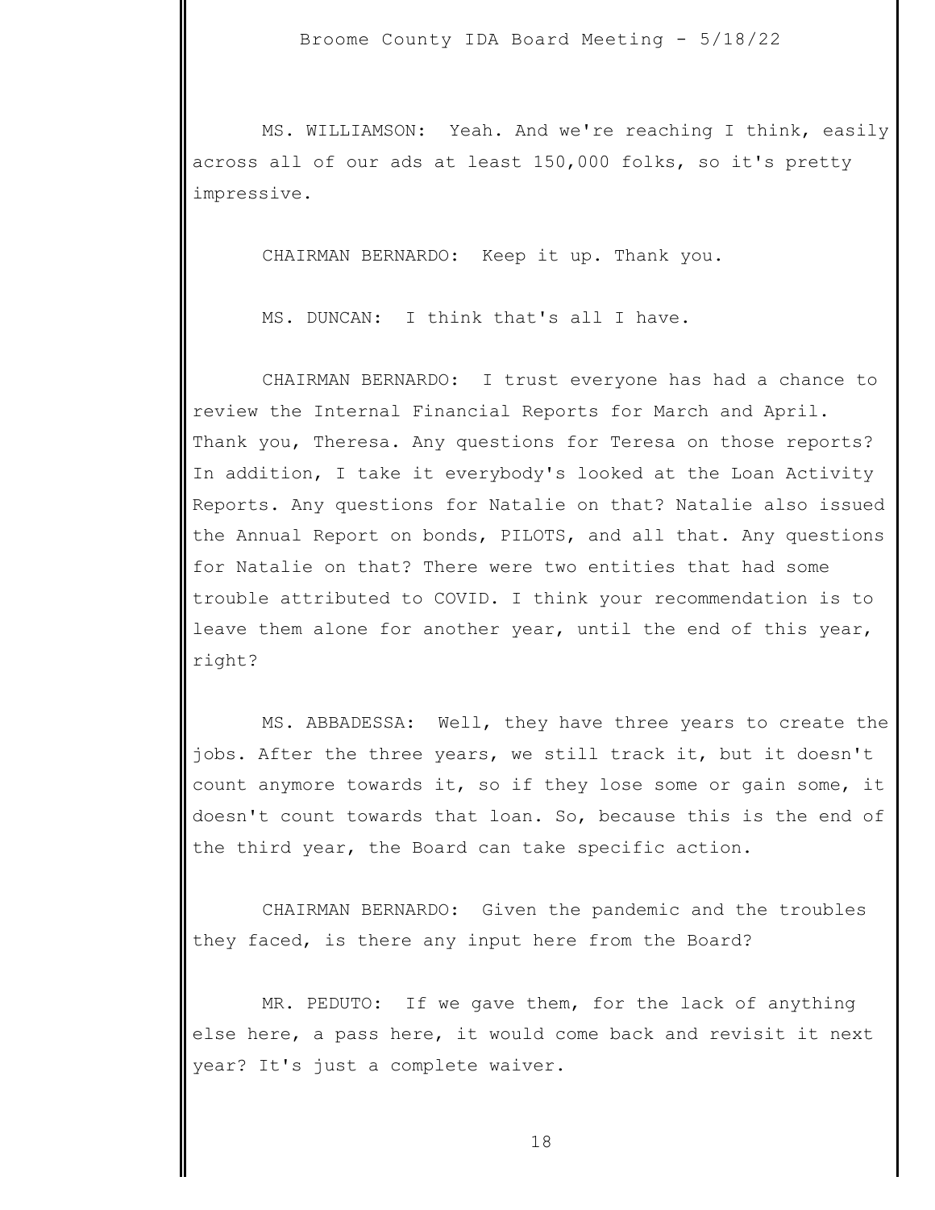MS. WILLIAMSON: Yeah. And we're reaching I think, easily across all of our ads at least 150,000 folks, so it's pretty impressive.

CHAIRMAN BERNARDO: Keep it up. Thank you.

MS. DUNCAN: I think that's all I have.

CHAIRMAN BERNARDO: I trust everyone has had a chance to review the Internal Financial Reports for March and April. Thank you, Theresa. Any questions for Teresa on those reports? In addition, I take it everybody's looked at the Loan Activity Reports. Any questions for Natalie on that? Natalie also issued the Annual Report on bonds, PILOTS, and all that. Any questions for Natalie on that? There were two entities that had some trouble attributed to COVID. I think your recommendation is to leave them alone for another year, until the end of this year, right?

MS. ABBADESSA: Well, they have three years to create the jobs. After the three years, we still track it, but it doesn't count anymore towards it, so if they lose some or gain some, it doesn't count towards that loan. So, because this is the end of the third year, the Board can take specific action.

CHAIRMAN BERNARDO: Given the pandemic and the troubles they faced, is there any input here from the Board?

MR. PEDUTO: If we gave them, for the lack of anything else here, a pass here, it would come back and revisit it next year? It's just a complete waiver.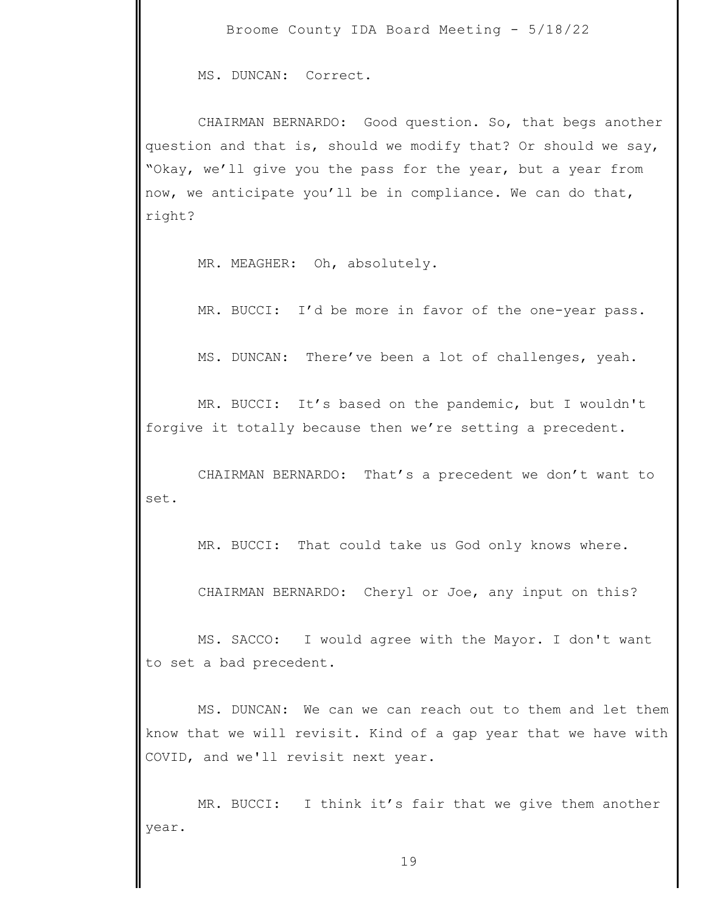MS. DUNCAN: Correct.

CHAIRMAN BERNARDO: Good question. So, that begs another question and that is, should we modify that? Or should we say, "Okay, we'll give you the pass for the year, but a year from now, we anticipate you'll be in compliance. We can do that, right?

MR. MEAGHER: Oh, absolutely.

MR. BUCCI: I'd be more in favor of the one-year pass.

MS. DUNCAN: There've been a lot of challenges, yeah.

MR. BUCCI: It's based on the pandemic, but I wouldn't forgive it totally because then we're setting a precedent.

CHAIRMAN BERNARDO: That's a precedent we don't want to set.

MR. BUCCI: That could take us God only knows where.

CHAIRMAN BERNARDO: Cheryl or Joe, any input on this?

MS. SACCO: I would agree with the Mayor. I don't want to set a bad precedent.

MS. DUNCAN: We can we can reach out to them and let them know that we will revisit. Kind of a gap year that we have with COVID, and we'll revisit next year.

MR. BUCCI: I think it's fair that we give them another year.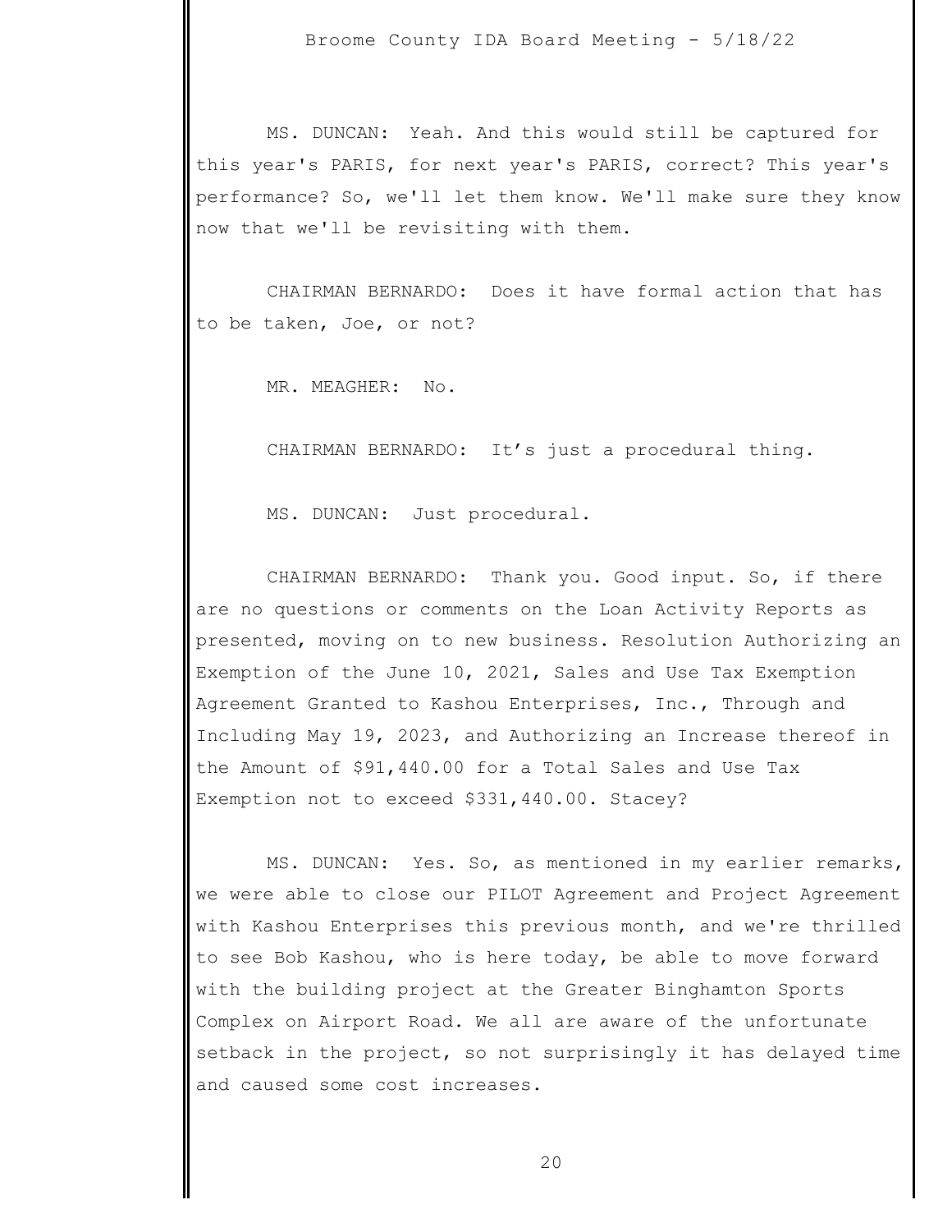MS. DUNCAN: Yeah. And this would still be captured for this year's PARIS, for next year's PARIS, correct? This year's performance? So, we'll let them know. We'll make sure they know now that we'll be revisiting with them.

CHAIRMAN BERNARDO: Does it have formal action that has to be taken, Joe, or not?

MR. MEAGHER: No.

CHAIRMAN BERNARDO: It’s just a procedural thing.

MS. DUNCAN: Just procedural.

CHAIRMAN BERNARDO: Thank you. Good input. So, if there are no questions or comments on the Loan Activity Reports as presented, moving on to new business. Resolution Authorizing an Exemption of the June 10, 2021, Sales and Use Tax Exemption Agreement Granted to Kashou Enterprises, Inc., Through and Including May 19, 2023, and Authorizing an Increase thereof in the Amount of $91,440.00 for a Total Sales and Use Tax Exemption not to exceed $331,440.00. Stacey?

MS. DUNCAN: Yes. So, as mentioned in my earlier remarks, we were able to close our PILOT Agreement and Project Agreement with Kashou Enterprises this previous month, and we're thrilled to see Bob Kashou, who is here today, be able to move forward with the building project at the Greater Binghamton Sports Complex on Airport Road. We all are aware of the unfortunate setback in the project, so not surprisingly it has delayed time and caused some cost increases.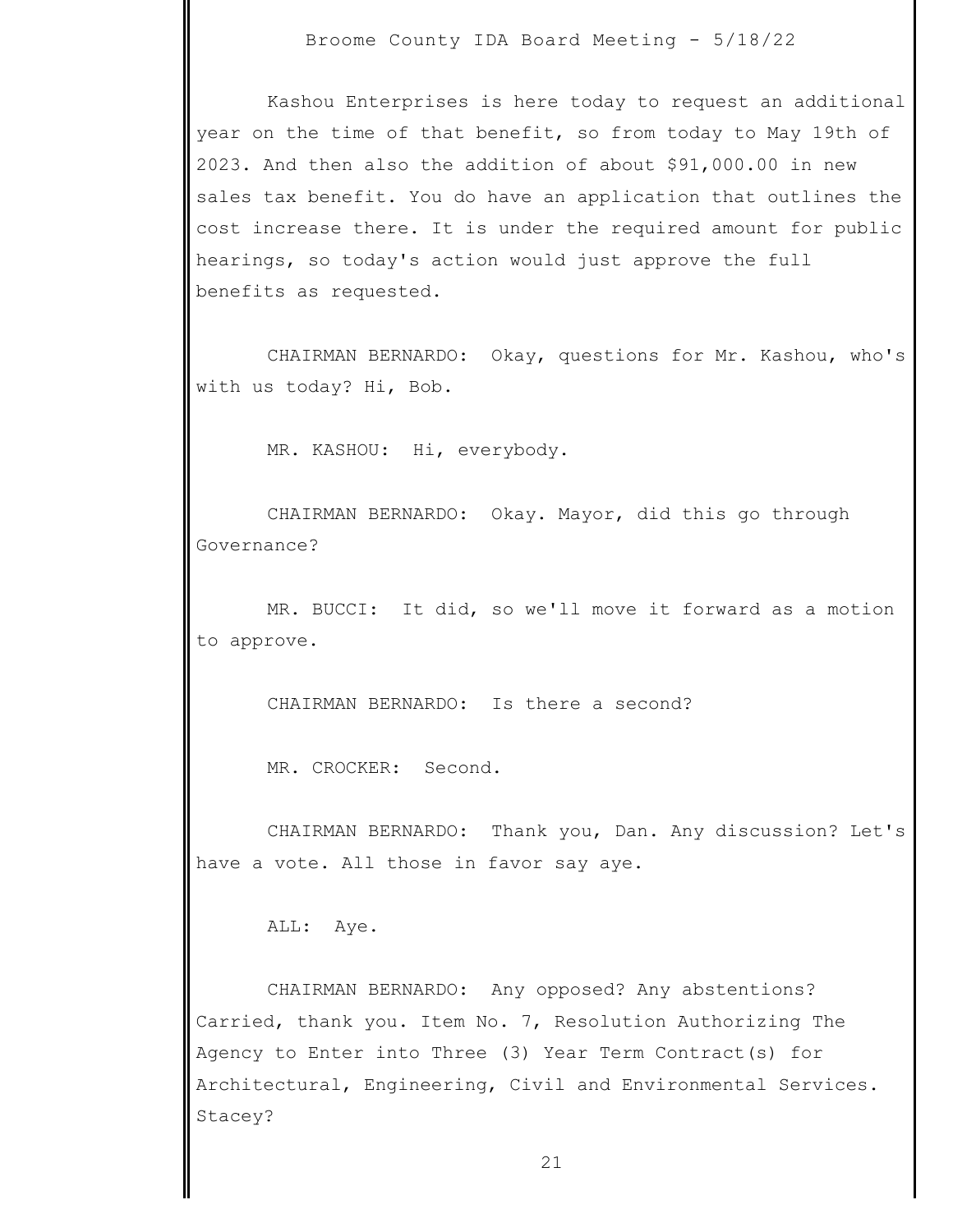Kashou Enterprises is here today to request an additional year on the time of that benefit, so from today to May 19th of 2023. And then also the addition of about $91,000.00 in new sales tax benefit. You do have an application that outlines the cost increase there. It is under the required amount for public hearings, so today's action would just approve the full benefits as requested.

CHAIRMAN BERNARDO: Okay, questions for Mr. Kashou, who's with us today? Hi, Bob.

MR. KASHOU: Hi, everybody.

CHAIRMAN BERNARDO: Okay. Mayor, did this go through Governance?

MR. BUCCI: It did, so we'll move it forward as a motion to approve.

CHAIRMAN BERNARDO: Is there a second?

MR. CROCKER: Second.

CHAIRMAN BERNARDO: Thank you, Dan. Any discussion? Let's have a vote. All those in favor say aye.

ALL: Aye.

CHAIRMAN BERNARDO: Any opposed? Any abstentions? Carried, thank you. Item No. 7, Resolution Authorizing The Agency to Enter into Three (3) Year Term Contract(s) for Architectural, Engineering, Civil and Environmental Services. Stacey?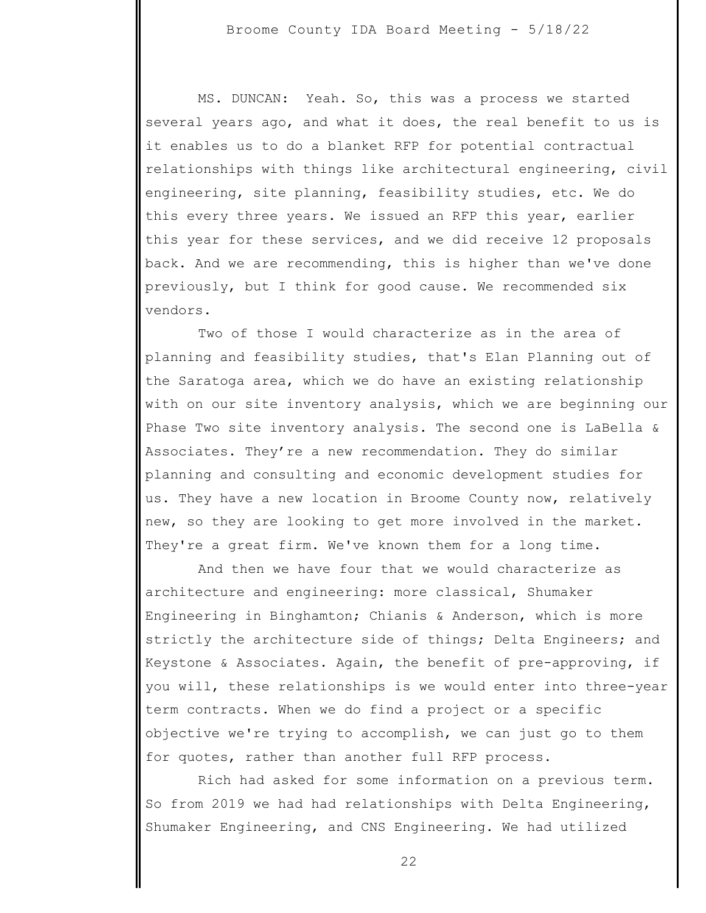MS. DUNCAN: Yeah. So, this was a process we started several years ago, and what it does, the real benefit to us is it enables us to do a blanket RFP for potential contractual relationships with things like architectural engineering, civil engineering, site planning, feasibility studies, etc. We do this every three years. We issued an RFP this year, earlier this year for these services, and we did receive 12 proposals back. And we are recommending, this is higher than we've done previously, but I think for good cause. We recommended six vendors.

Two of those I would characterize as in the area of planning and feasibility studies, that's Elan Planning out of the Saratoga area, which we do have an existing relationship with on our site inventory analysis, which we are beginning our Phase Two site inventory analysis. The second one is LaBella & Associates. They're a new recommendation. They do similar planning and consulting and economic development studies for us. They have a new location in Broome County now, relatively new, so they are looking to get more involved in the market. They're a great firm. We've known them for a long time.

And then we have four that we would characterize as architecture and engineering: more classical, Shumaker Engineering in Binghamton; Chianis & Anderson, which is more strictly the architecture side of things; Delta Engineers; and Keystone & Associates. Again, the benefit of pre-approving, if you will, these relationships is we would enter into three-year term contracts. When we do find a project or a specific objective we're trying to accomplish, we can just go to them for quotes, rather than another full RFP process.

Rich had asked for some information on a previous term. So from 2019 we had had relationships with Delta Engineering, Shumaker Engineering, and CNS Engineering. We had utilized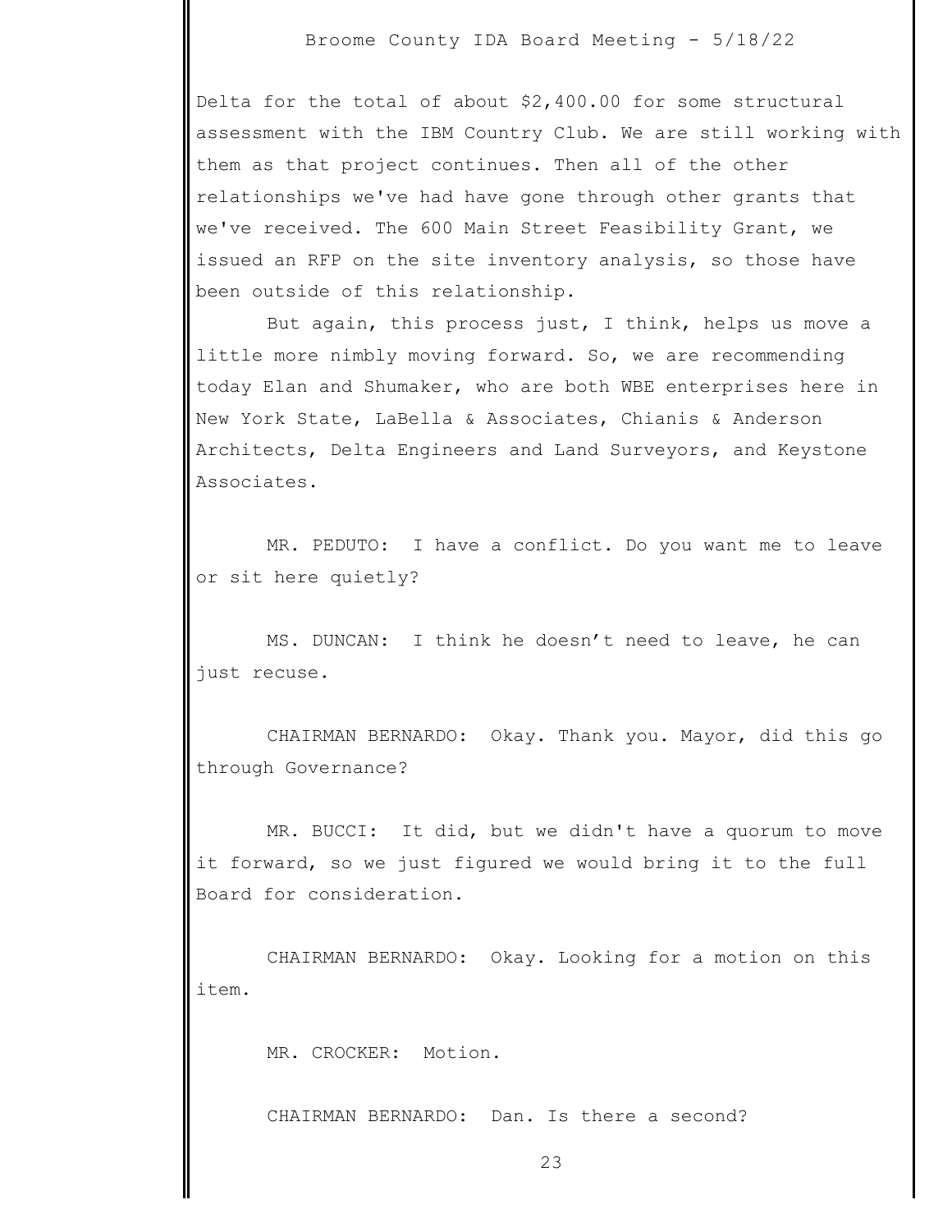Delta for the total of about $2,400.00 for some structural assessment with the IBM Country Club. We are still working with them as that project continues. Then all of the other relationships we've had have gone through other grants that we've received. The 600 Main Street Feasibility Grant, we issued an RFP on the site inventory analysis, so those have been outside of this relationship.

But again, this process just, I think, helps us move a little more nimbly moving forward. So, we are recommending today Elan and Shumaker, who are both WBE enterprises here in New York State, LaBella & Associates, Chianis & Anderson Architects, Delta Engineers and Land Surveyors, and Keystone Associates.

MR. PEDUTO: I have a conflict. Do you want me to leave or sit here quietly?

MS. DUNCAN: I think he doesn’t need to leave, he can just recuse.

CHAIRMAN BERNARDO: Okay. Thank you. Mayor, did this go through Governance?

MR. BUCCI: It did, but we didn't have a quorum to move it forward, so we just figured we would bring it to the full Board for consideration.

CHAIRMAN BERNARDO: Okay. Looking for a motion on this item.

MR. CROCKER: Motion.

CHAIRMAN BERNARDO: Dan. Is there a second?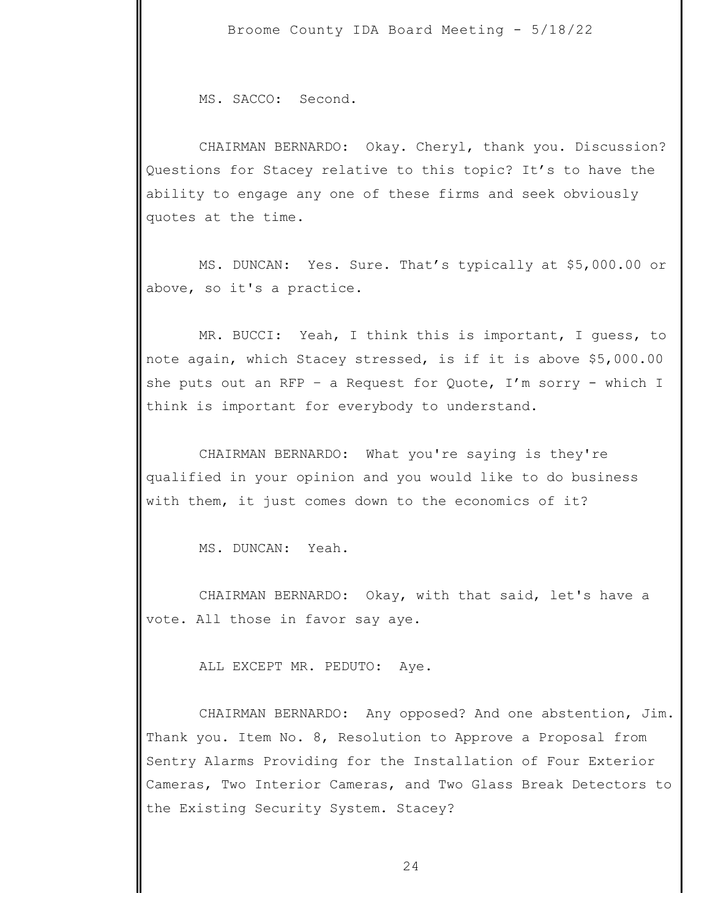MS. SACCO: Second.

CHAIRMAN BERNARDO: Okay. Cheryl, thank you. Discussion? Questions for Stacey relative to this topic? It's to have the ability to engage any one of these firms and seek obviously quotes at the time.

MS. DUNCAN: Yes. Sure. That's typically at $5,000.00 or above, so it's a practice.

MR. BUCCI: Yeah, I think this is important, I guess, to note again, which Stacey stressed, is if it is above $5,000.00 she puts out an RFP – a Request for Quote, I'm sorry - which I think is important for everybody to understand.

CHAIRMAN BERNARDO: What you're saying is they're qualified in your opinion and you would like to do business with them, it just comes down to the economics of it?

MS. DUNCAN: Yeah.

CHAIRMAN BERNARDO: Okay, with that said, let's have a vote. All those in favor say aye.

ALL EXCEPT MR. PEDUTO: Aye.

CHAIRMAN BERNARDO: Any opposed? And one abstention, Jim. Thank you. Item No. 8, Resolution to Approve a Proposal from Sentry Alarms Providing for the Installation of Four Exterior Cameras, Two Interior Cameras, and Two Glass Break Detectors to the Existing Security System. Stacey?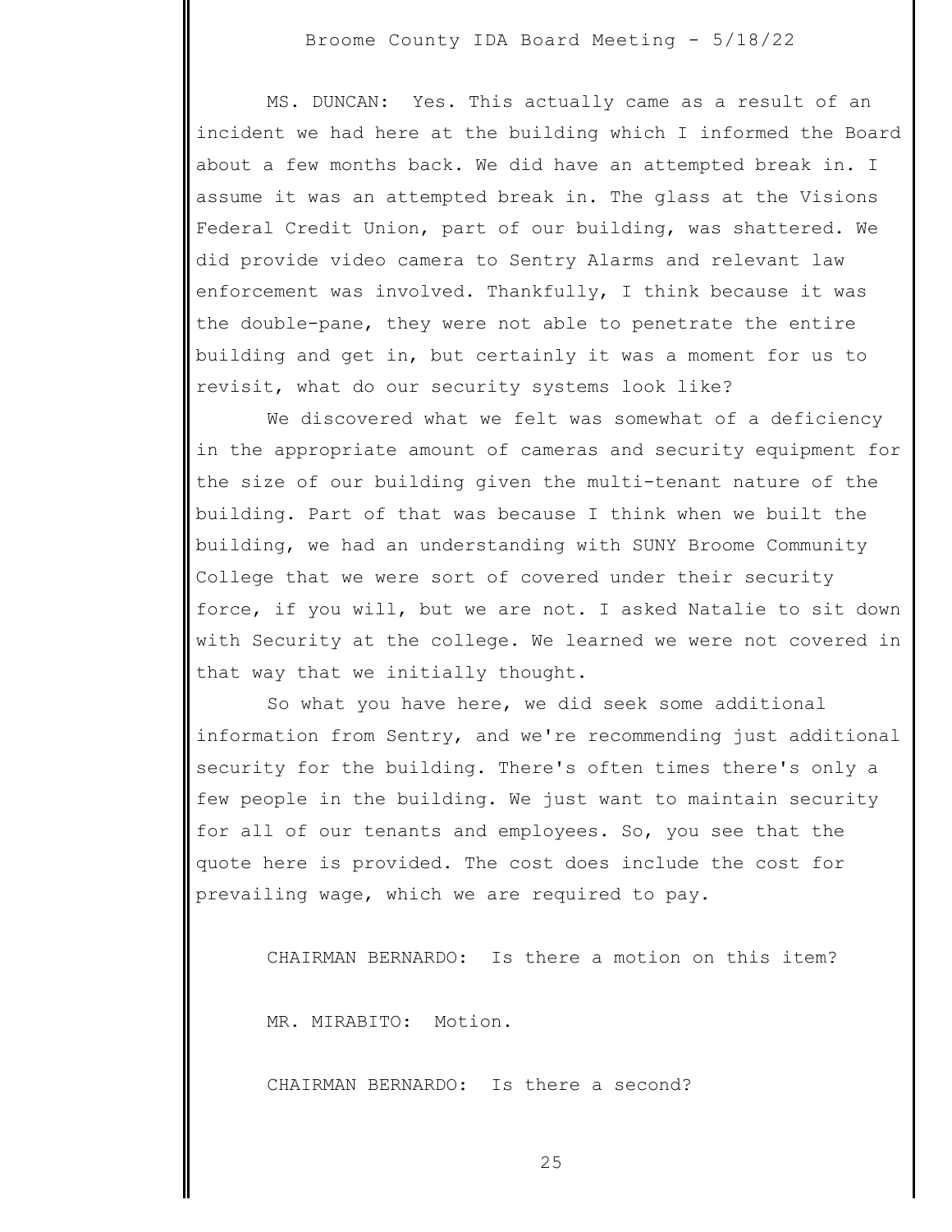MS. DUNCAN: Yes. This actually came as a result of an incident we had here at the building which I informed the Board about a few months back. We did have an attempted break in. I assume it was an attempted break in. The glass at the Visions Federal Credit Union, part of our building, was shattered. We did provide video camera to Sentry Alarms and relevant law enforcement was involved. Thankfully, I think because it was the double-pane, they were not able to penetrate the entire building and get in, but certainly it was a moment for us to revisit, what do our security systems look like?

We discovered what we felt was somewhat of a deficiency in the appropriate amount of cameras and security equipment for the size of our building given the multi-tenant nature of the building. Part of that was because I think when we built the building, we had an understanding with SUNY Broome Community College that we were sort of covered under their security force, if you will, but we are not. I asked Natalie to sit down with Security at the college. We learned we were not covered in that way that we initially thought.

So what you have here, we did seek some additional information from Sentry, and we're recommending just additional security for the building. There's often times there's only a few people in the building. We just want to maintain security for all of our tenants and employees. So, you see that the quote here is provided. The cost does include the cost for prevailing wage, which we are required to pay.

CHAIRMAN BERNARDO: Is there a motion on this item?

MR. MIRABITO: Motion.

CHAIRMAN BERNARDO: Is there a second?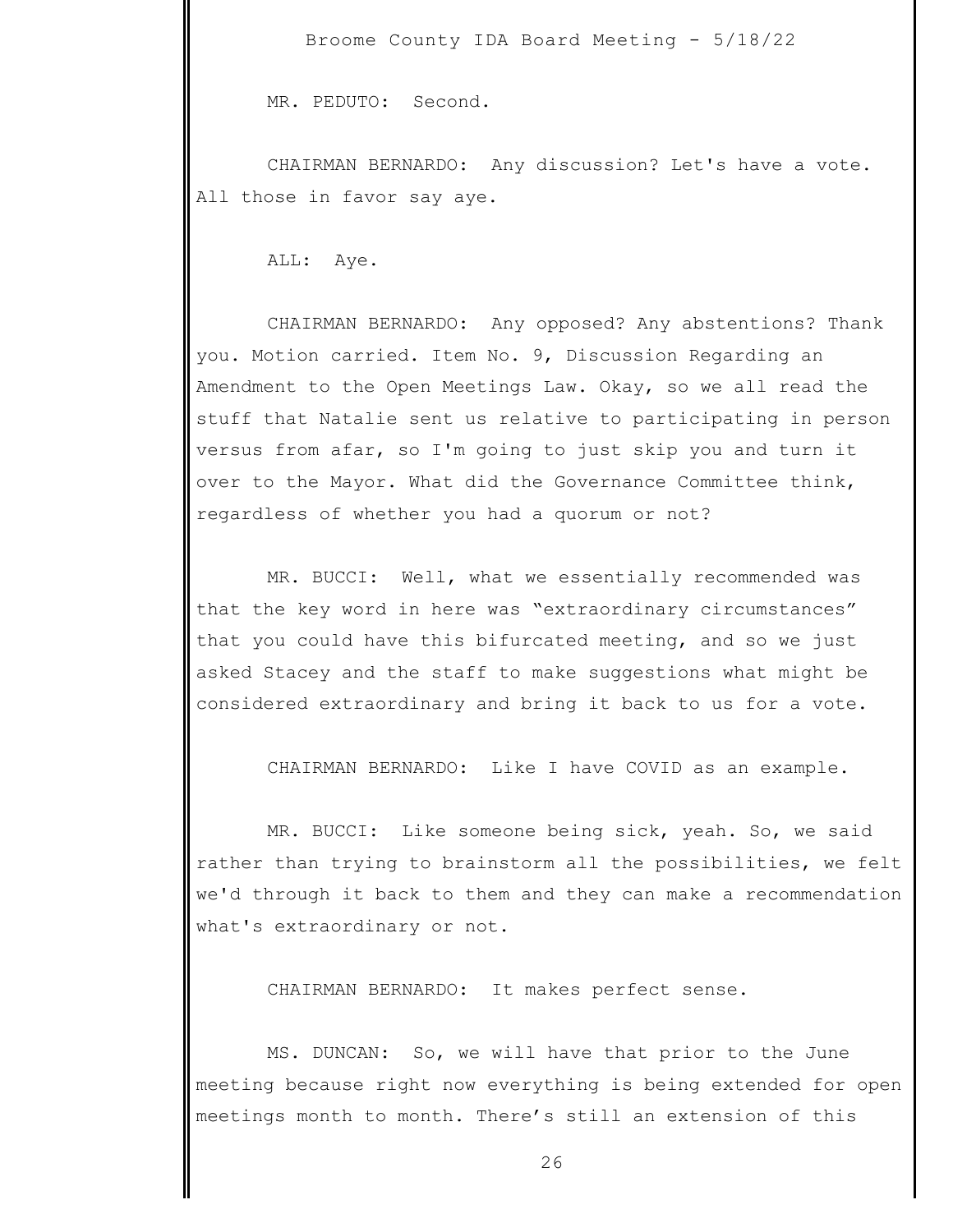MR. PEDUTO: Second.

CHAIRMAN BERNARDO: Any discussion? Let's have a vote. All those in favor say aye.

ALL: Aye.

CHAIRMAN BERNARDO: Any opposed? Any abstentions? Thank you. Motion carried. Item No. 9, Discussion Regarding an Amendment to the Open Meetings Law. Okay, so we all read the stuff that Natalie sent us relative to participating in person versus from afar, so I'm going to just skip you and turn it over to the Mayor. What did the Governance Committee think, regardless of whether you had a quorum or not?

MR. BUCCI: Well, what we essentially recommended was that the key word in here was "extraordinary circumstances" that you could have this bifurcated meeting, and so we just asked Stacey and the staff to make suggestions what might be considered extraordinary and bring it back to us for a vote.

CHAIRMAN BERNARDO: Like I have COVID as an example.

MR. BUCCI: Like someone being sick, yeah. So, we said rather than trying to brainstorm all the possibilities, we felt we'd through it back to them and they can make a recommendation what's extraordinary or not.

CHAIRMAN BERNARDO: It makes perfect sense.

MS. DUNCAN: So, we will have that prior to the June meeting because right now everything is being extended for open meetings month to month. There's still an extension of this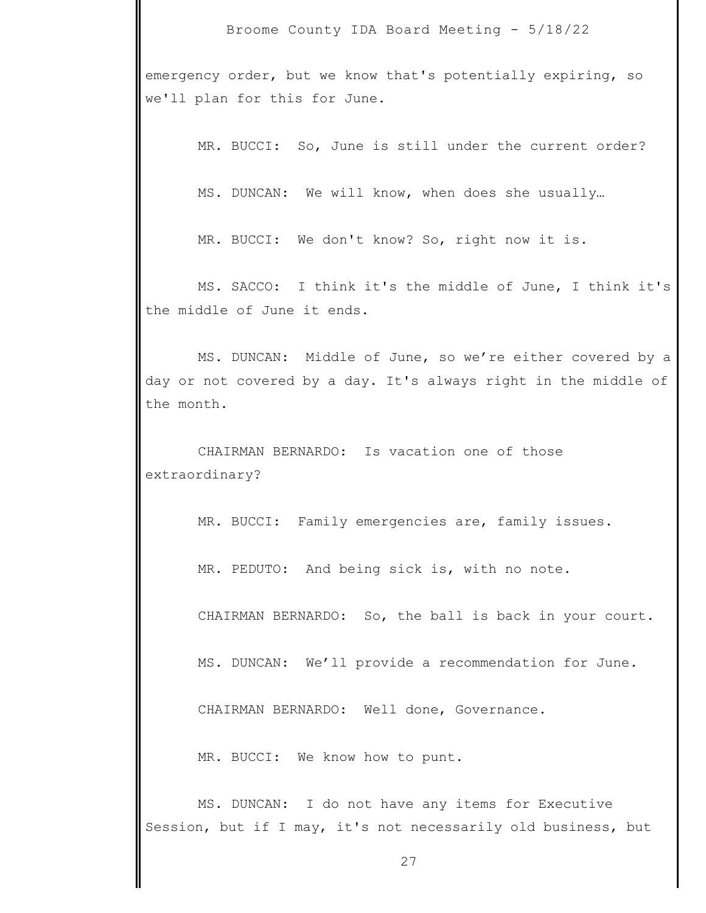emergency order, but we know that's potentially expiring, so we'll plan for this for June.

MR. BUCCI: So, June is still under the current order?

MS. DUNCAN: We will know, when does she usually…

MR. BUCCI: We don't know? So, right now it is.

MS. SACCO: I think it's the middle of June, I think it's the middle of June it ends.

MS. DUNCAN: Middle of June, so we're either covered by a day or not covered by a day. It's always right in the middle of the month.

CHAIRMAN BERNARDO: Is vacation one of those extraordinary?

MR. BUCCI: Family emergencies are, family issues.

MR. PEDUTO: And being sick is, with no note.

CHAIRMAN BERNARDO: So, the ball is back in your court.

MS. DUNCAN: We'll provide a recommendation for June.

CHAIRMAN BERNARDO: Well done, Governance.

MR. BUCCI: We know how to punt.

MS. DUNCAN: I do not have any items for Executive Session, but if I may, it's not necessarily old business, but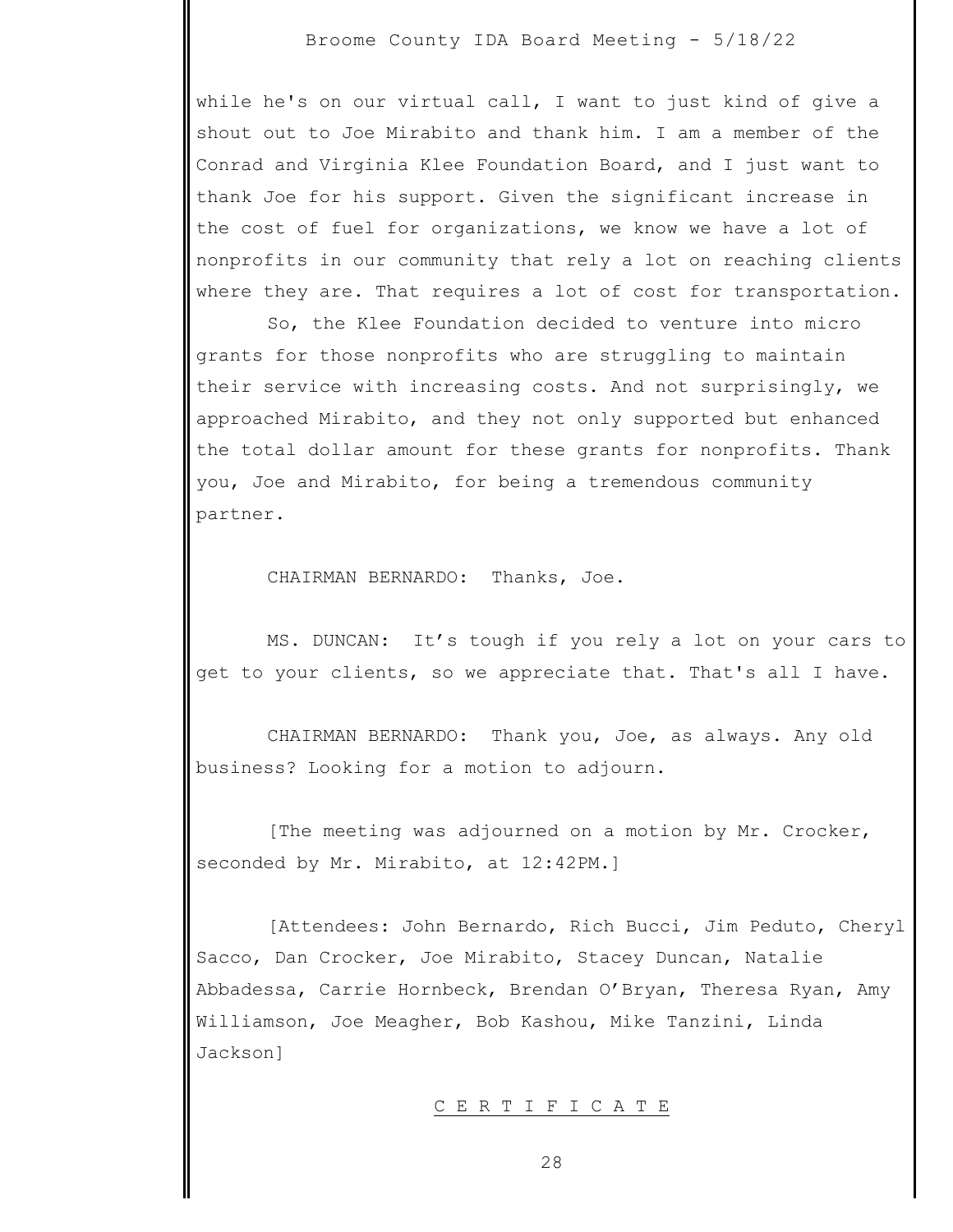while he's on our virtual call, I want to just kind of give a shout out to Joe Mirabito and thank him. I am a member of the Conrad and Virginia Klee Foundation Board, and I just want to thank Joe for his support. Given the significant increase in the cost of fuel for organizations, we know we have a lot of nonprofits in our community that rely a lot on reaching clients where they are. That requires a lot of cost for transportation.

So, the Klee Foundation decided to venture into micro grants for those nonprofits who are struggling to maintain their service with increasing costs. And not surprisingly, we approached Mirabito, and they not only supported but enhanced the total dollar amount for these grants for nonprofits. Thank you, Joe and Mirabito, for being a tremendous community partner.

CHAIRMAN BERNARDO: Thanks, Joe.

MS. DUNCAN: It's tough if you rely a lot on your cars to get to your clients, so we appreciate that. That's all I have.

CHAIRMAN BERNARDO: Thank you, Joe, as always. Any old business? Looking for a motion to adjourn.

[The meeting was adjourned on a motion by Mr. Crocker, seconded by Mr. Mirabito, at 12:42PM.]

[Attendees: John Bernardo, Rich Bucci, Jim Peduto, Cheryl Sacco, Dan Crocker, Joe Mirabito, Stacey Duncan, Natalie Abbadessa, Carrie Hornbeck, Brendan O'Bryan, Theresa Ryan, Amy Williamson, Joe Meagher, Bob Kashou, Mike Tanzini, Linda Jackson]

C E R T I F I C A T E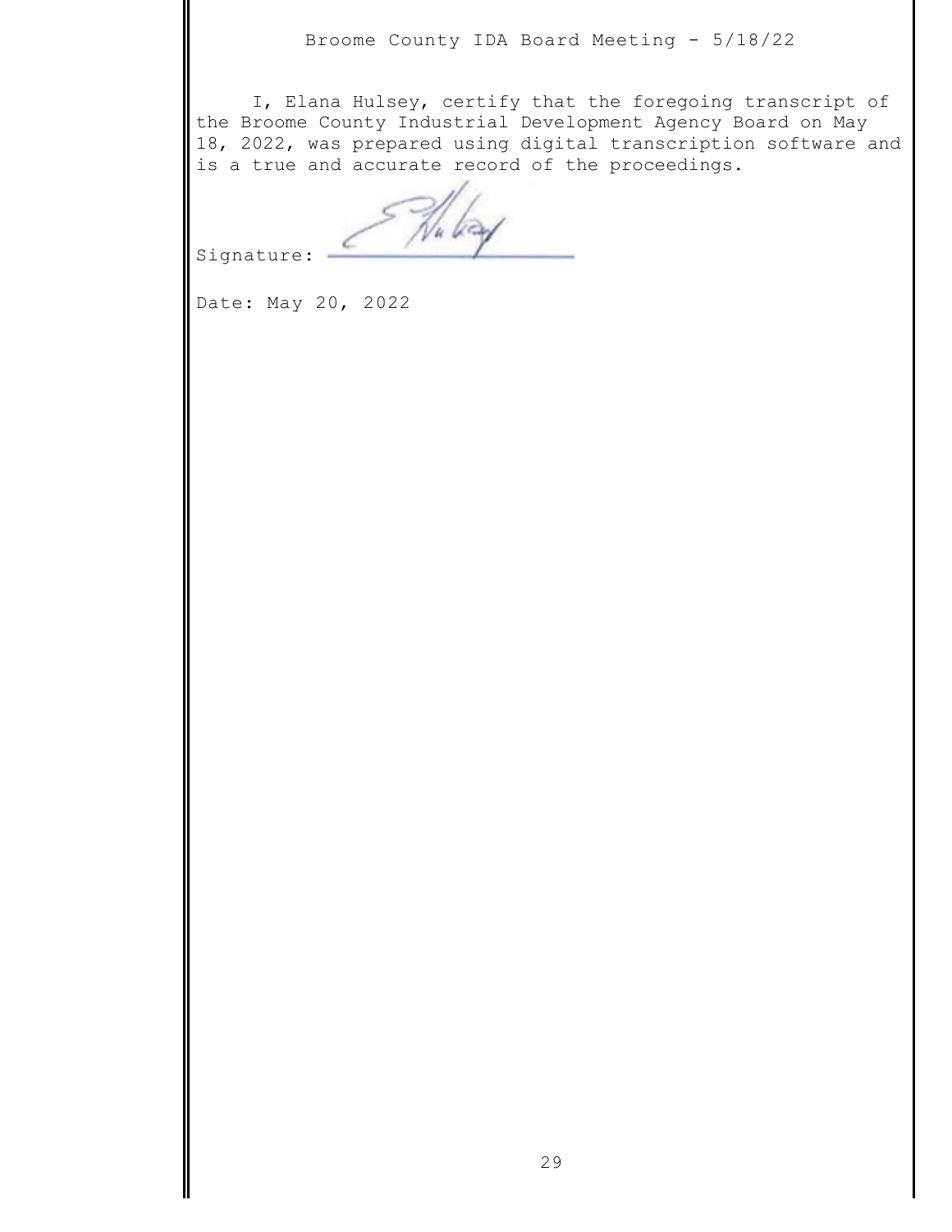I, Elana Hulsey, certify that the foregoing transcript of the Broome County Industrial Development Agency Board on May 18, 2022, was prepared using digital transcription software and is a true and accurate record of the proceedings.

Signature:

Date: May 20, 2022